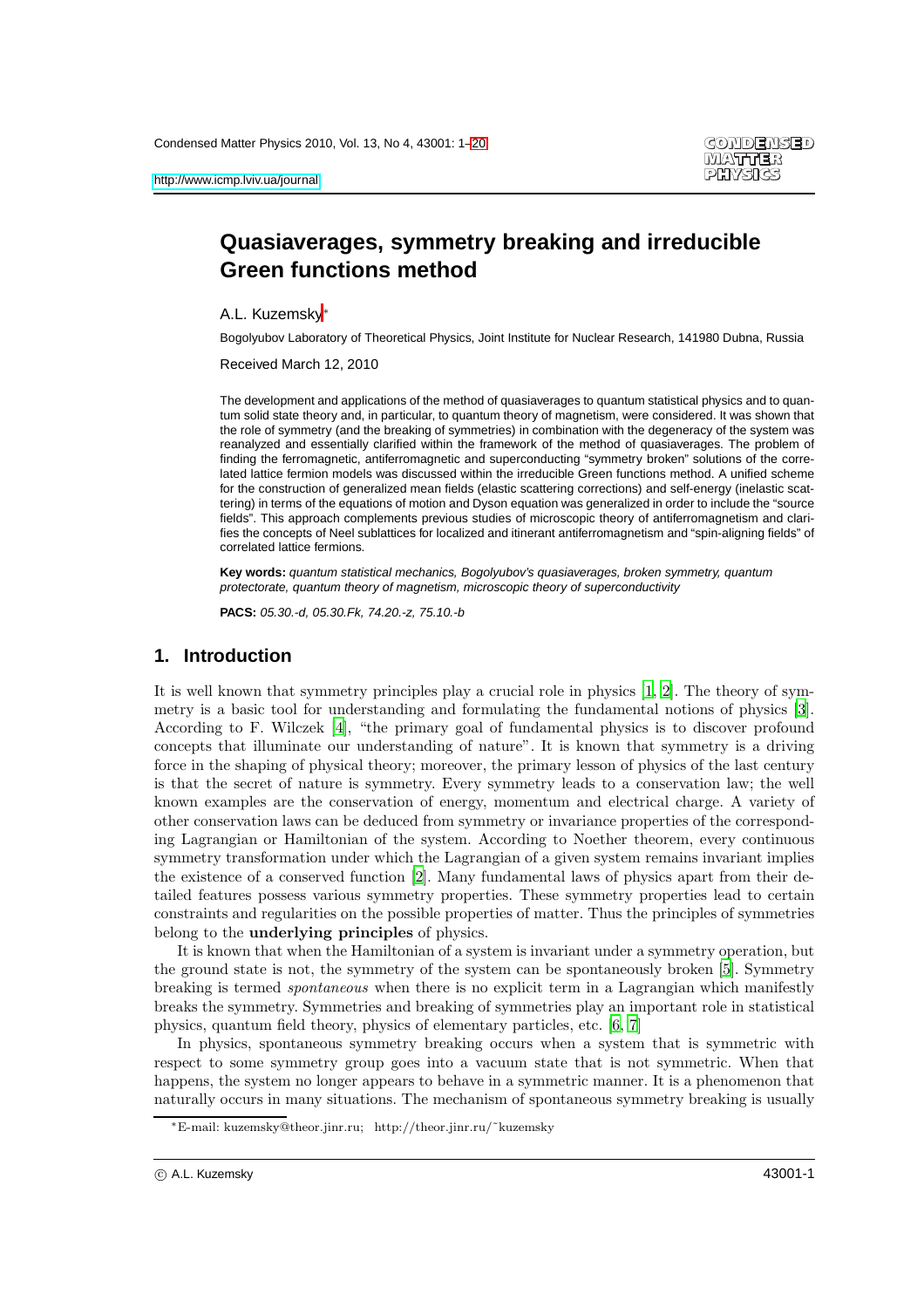# Quasiaverages, symmetry breaking and irreducible Green functions method

A.L. Kuzemsky*

Bogolyubov Laboratory of Theoretical Physics, Joint Institute for Nuclear Research, 141980 Dubna, Russia

Received March 12, 2010

The development and applications of the method of quasiaverages to quantum statistical physics and to quantum solid state theory and, in particular, to quantum theory of magnetism, were considered. It was shown that the role of symmetry (and the breaking of symmetries) in combination with the degeneracy of the system was reanalyzed and essentially clarified within the framework of the method of quasiaverages. The problem of finding the ferromagnetic, antiferromagnetic and superconducting "symmetry broken" solutions of the correlated lattice fermion models was discussed within the irreducible Green functions method. A unified scheme for the construction of generalized mean fields (elastic scattering corrections) and self-energy (inelastic scattering) in terms of the equations of motion and Dyson equation was generalized in order to include the "source fields". This approach complements previous studies of microscopic theory of antiferromagnetism and clarifies the concepts of Neel sublattices for localized and itinerant antiferromagnetism and "spin-aligning fields" of correlated lattice fermions.

**Key words:** *quantum statistical mechanics, Bogolyubov's quasiaverages, broken symmetry, quantum protectorate, quantum theory of magnetism, microscopic theory of superconductivity*

**PACS:** *05.30.-d, 05.30.Fk, 74.20.-z, 75.10.-b*

## 1. Introduction

It is well known that symmetry principles play a crucial role in physics [1, 2]. The theory of symmetry is a basic tool for understanding and formulating the fundamental notions of physics [3]. According to F. Wilczek [4], "the primary goal of fundamental physics is to discover profound concepts that illuminate our understanding of nature". It is known that symmetry is a driving force in the shaping of physical theory; moreover, the primary lesson of physics of the last century is that the secret of nature is symmetry. Every symmetry leads to a conservation law; the well known examples are the conservation of energy, momentum and electrical charge. A variety of other conservation laws can be deduced from symmetry or invariance properties of the corresponding Lagrangian or Hamiltonian of the system. According to Noether theorem, every continuous symmetry transformation under which the Lagrangian of a given system remains invariant implies the existence of a conserved function [2]. Many fundamental laws of physics apart from their detailed features possess various symmetry properties. These symmetry properties lead to certain constraints and regularities on the possible properties of matter. Thus the principles of symmetries belong to the **underlying principles** of physics.

It is known that when the Hamiltonian of a system is invariant under a symmetry operation, but the ground state is not, the symmetry of the system can be spontaneously broken [5]. Symmetry breaking is termed *spontaneous* when there is no explicit term in a Lagrangian which manifestly breaks the symmetry. Symmetries and breaking of symmetries play an important role in statistical physics, quantum field theory, physics of elementary particles, etc. [6, 7]

In physics, spontaneous symmetry breaking occurs when a system that is symmetric with respect to some symmetry group goes into a vacuum state that is not symmetric. When that happens, the system no longer appears to behave in a symmetric manner. It is a phenomenon that naturally occurs in many situations. The mechanism of spontaneous symmetry breaking is usually

*E-mail: kuzemsky@theor.jinr.ru; http://theor.jinr.ru/~kuzemsky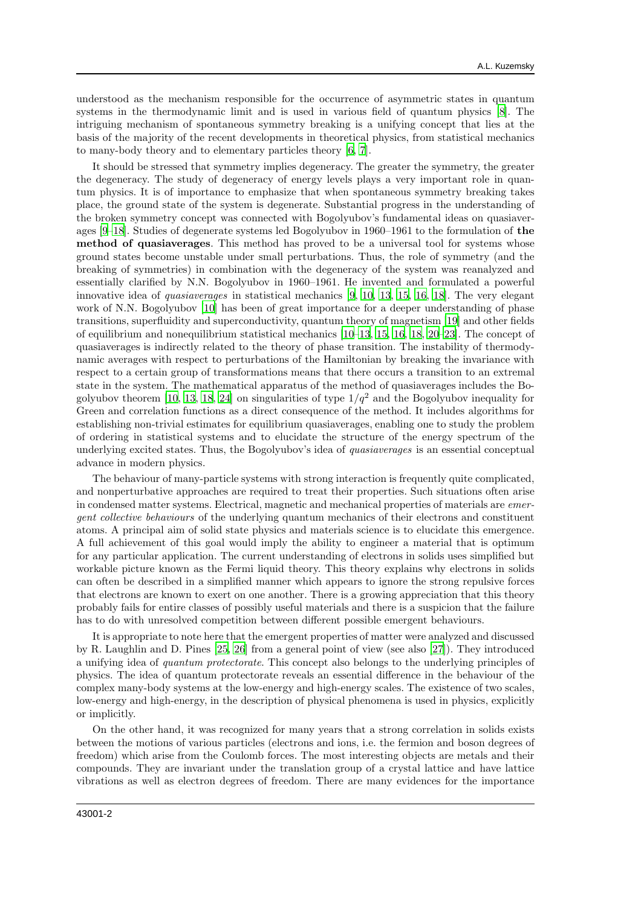understood as the mechanism responsible for the occurrence of asymmetric states in quantum systems in the thermodynamic limit and is used in various field of quantum physics [8]. The intriguing mechanism of spontaneous symmetry breaking is a unifying concept that lies at the basis of the majority of the recent developments in theoretical physics, from statistical mechanics to many-body theory and to elementary particles theory [6, 7].

It should be stressed that symmetry implies degeneracy. The greater the symmetry, the greater the degeneracy. The study of degeneracy of energy levels plays a very important role in quantum physics. It is of importance to emphasize that when spontaneous symmetry breaking takes place, the ground state of the system is degenerate. Substantial progress in the understanding of the broken symmetry concept was connected with Bogolyubov's fundamental ideas on quasiaverages [9–18]. Studies of degenerate systems led Bogolyubov in 1960–1961 to the formulation of **the method of quasiaverages**. This method has proved to be a universal tool for systems whose ground states become unstable under small perturbations. Thus, the role of symmetry (and the breaking of symmetries) in combination with the degeneracy of the system was reanalyzed and essentially clarified by N.N. Bogolyubov in 1960–1961. He invented and formulated a powerful innovative idea of *quasiaverages* in statistical mechanics [9, 10, 13, 15, 16, 18]. The very elegant work of N.N. Bogolyubov [10] has been of great importance for a deeper understanding of phase transitions, superfluidity and superconductivity, quantum theory of magnetism [19] and other fields of equilibrium and nonequilibrium statistical mechanics [10–13, 15, 16, 18, 20–23]. The concept of quasiaverages is indirectly related to the theory of phase transition. The instability of thermodynamic averages with respect to perturbations of the Hamiltonian by breaking the invariance with respect to a certain group of transformations means that there occurs a transition to an extremal state in the system. The mathematical apparatus of the method of quasiaverages includes the Bogolyubov theorem [10, 13, 18, 24] on singularities of type $1/q^2$ and the Bogolyubov inequality for Green and correlation functions as a direct consequence of the method. It includes algorithms for establishing non-trivial estimates for equilibrium quasiaverages, enabling one to study the problem of ordering in statistical systems and to elucidate the structure of the energy spectrum of the underlying excited states. Thus, the Bogolyubov's idea of *quasiaverages* is an essential conceptual advance in modern physics.

The behaviour of many-particle systems with strong interaction is frequently quite complicated, and nonperturbative approaches are required to treat their properties. Such situations often arise in condensed matter systems. Electrical, magnetic and mechanical properties of materials are *emergent collective behaviours* of the underlying quantum mechanics of their electrons and constituent atoms. A principal aim of solid state physics and materials science is to elucidate this emergence. A full achievement of this goal would imply the ability to engineer a material that is optimum for any particular application. The current understanding of electrons in solids uses simplified but workable picture known as the Fermi liquid theory. This theory explains why electrons in solids can often be described in a simplified manner which appears to ignore the strong repulsive forces that electrons are known to exert on one another. There is a growing appreciation that this theory probably fails for entire classes of possibly useful materials and there is a suspicion that the failure has to do with unresolved competition between different possible emergent behaviours.

It is appropriate to note here that the emergent properties of matter were analyzed and discussed by R. Laughlin and D. Pines [25, 26] from a general point of view (see also [27]). They introduced a unifying idea of *quantum protectorate*. This concept also belongs to the underlying principles of physics. The idea of quantum protectorate reveals an essential difference in the behaviour of the complex many-body systems at the low-energy and high-energy scales. The existence of two scales, low-energy and high-energy, in the description of physical phenomena is used in physics, explicitly or implicitly.

On the other hand, it was recognized for many years that a strong correlation in solids exists between the motions of various particles (electrons and ions, i.e. the fermion and boson degrees of freedom) which arise from the Coulomb forces. The most interesting objects are metals and their compounds. They are invariant under the translation group of a crystal lattice and have lattice vibrations as well as electron degrees of freedom. There are many evidences for the importance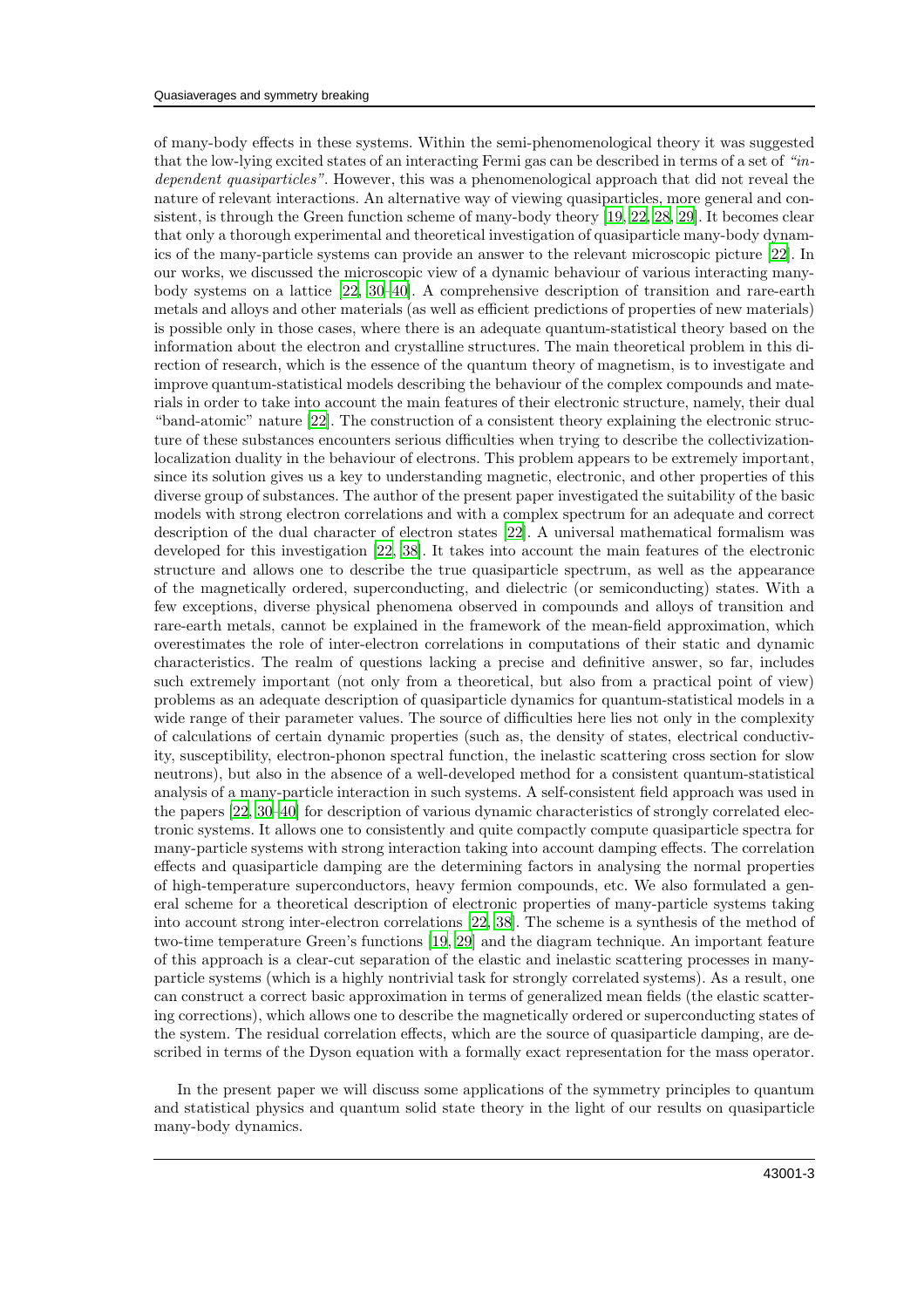of many-body effects in these systems. Within the semi-phenomenological theory it was suggested that the low-lying excited states of an interacting Fermi gas can be described in terms of a set of *"independent quasiparticles"*. However, this was a phenomenological approach that did not reveal the nature of relevant interactions. An alternative way of viewing quasiparticles, more general and consistent, is through the Green function scheme of many-body theory [19, 22, 28, 29]. It becomes clear that only a thorough experimental and theoretical investigation of quasiparticle many-body dynamics of the many-particle systems can provide an answer to the relevant microscopic picture [22]. In our works, we discussed the microscopic view of a dynamic behaviour of various interacting many-body systems on a lattice [22, 30–40]. A comprehensive description of transition and rare-earth metals and alloys and other materials (as well as efficient predictions of properties of new materials) is possible only in those cases, where there is an adequate quantum-statistical theory based on the information about the electron and crystalline structures. The main theoretical problem in this direction of research, which is the essence of the quantum theory of magnetism, is to investigate and improve quantum-statistical models describing the behaviour of the complex compounds and materials in order to take into account the main features of their electronic structure, namely, their dual "band-atomic" nature [22]. The construction of a consistent theory explaining the electronic structure of these substances encounters serious difficulties when trying to describe the collectivization-localization duality in the behaviour of electrons. This problem appears to be extremely important, since its solution gives us a key to understanding magnetic, electronic, and other properties of this diverse group of substances. The author of the present paper investigated the suitability of the basic models with strong electron correlations and with a complex spectrum for an adequate and correct description of the dual character of electron states [22]. A universal mathematical formalism was developed for this investigation [22, 38]. It takes into account the main features of the electronic structure and allows one to describe the true quasiparticle spectrum, as well as the appearance of the magnetically ordered, superconducting, and dielectric (or semiconducting) states. With a few exceptions, diverse physical phenomena observed in compounds and alloys of transition and rare-earth metals, cannot be explained in the framework of the mean-field approximation, which overestimates the role of inter-electron correlations in computations of their static and dynamic characteristics. The realm of questions lacking a precise and definitive answer, so far, includes such extremely important (not only from a theoretical, but also from a practical point of view) problems as an adequate description of quasiparticle dynamics for quantum-statistical models in a wide range of their parameter values. The source of difficulties here lies not only in the complexity of calculations of certain dynamic properties (such as, the density of states, electrical conductivity, susceptibility, electron-phonon spectral function, the inelastic scattering cross section for slow neutrons), but also in the absence of a well-developed method for a consistent quantum-statistical analysis of a many-particle interaction in such systems. A self-consistent field approach was used in the papers [22, 30–40] for description of various dynamic characteristics of strongly correlated electronic systems. It allows one to consistently and quite compactly compute quasiparticle spectra for many-particle systems with strong interaction taking into account damping effects. The correlation effects and quasiparticle damping are the determining factors in analysing the normal properties of high-temperature superconductors, heavy fermion compounds, etc. We also formulated a general scheme for a theoretical description of electronic properties of many-particle systems taking into account strong inter-electron correlations [22, 38]. The scheme is a synthesis of the method of two-time temperature Green's functions [19, 29] and the diagram technique. An important feature of this approach is a clear-cut separation of the elastic and inelastic scattering processes in many-particle systems (which is a highly nontrivial task for strongly correlated systems). As a result, one can construct a correct basic approximation in terms of generalized mean fields (the elastic scattering corrections), which allows one to describe the magnetically ordered or superconducting states of the system. The residual correlation effects, which are the source of quasiparticle damping, are described in terms of the Dyson equation with a formally exact representation for the mass operator.

In the present paper we will discuss some applications of the symmetry principles to quantum and statistical physics and quantum solid state theory in the light of our results on quasiparticle many-body dynamics.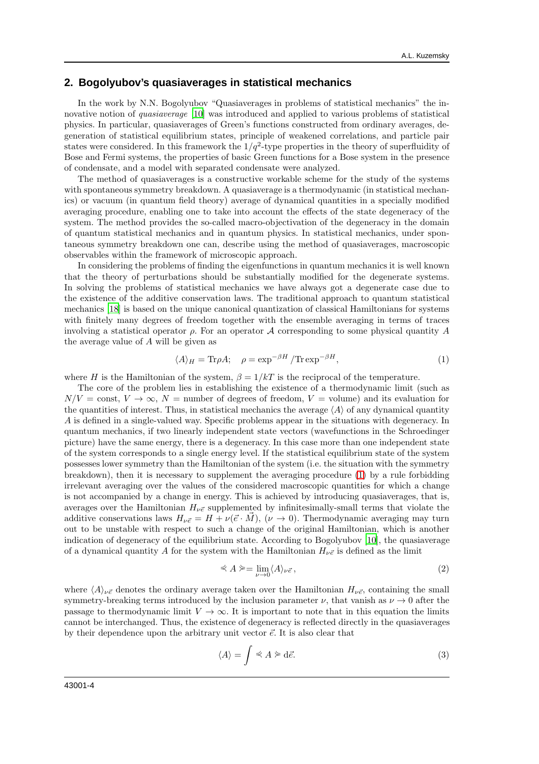## 2. Bogolyubov's quasiaverages in statistical mechanics

In the work by N.N. Bogolyubov "Quasiaverages in problems of statistical mechanics" the innovative notion of *quasiaverage* [10] was introduced and applied to various problems of statistical physics. In particular, quasiaverages of Green's functions constructed from ordinary averages, degeneration of statistical equilibrium states, principle of weakened correlations, and particle pair states were considered. In this framework the $1/q^2$-type properties in the theory of superfluidity of Bose and Fermi systems, the properties of basic Green functions for a Bose system in the presence of condensate, and a model with separated condensate were analyzed.

The method of quasiaverages is a constructive workable scheme for the study of the systems with spontaneous symmetry breakdown. A quasiaverage is a thermodynamic (in statistical mechanics) or vacuum (in quantum field theory) average of dynamical quantities in a specially modified averaging procedure, enabling one to take into account the effects of the state degeneracy of the system. The method provides the so-called macro-objectivation of the degeneracy in the domain of quantum statistical mechanics and in quantum physics. In statistical mechanics, under spontaneous symmetry breakdown one can, describe using the method of quasiaverages, macroscopic observables within the framework of microscopic approach.

In considering the problems of finding the eigenfunctions in quantum mechanics it is well known that the theory of perturbations should be substantially modified for the degenerate systems. In solving the problems of statistical mechanics we have always got a degenerate case due to the existence of the additive conservation laws. The traditional approach to quantum statistical mechanics [18] is based on the unique canonical quantization of classical Hamiltonians for systems with finitely many degrees of freedom together with the ensemble averaging in terms of traces involving a statistical operator $\rho$. For an operator $\mathcal{A}$ corresponding to some physical quantity $A$ the average value of $A$ will be given as

$$\langle A \rangle_H = \mathrm{Tr}\rho A; \quad \rho = \exp^{-\beta H} / \mathrm{Tr} \exp^{-\beta H}, \tag{1}$$

where $H$ is the Hamiltonian of the system, $\beta = 1/kT$ is the reciprocal of the temperature.

The core of the problem lies in establishing the existence of a thermodynamic limit (such as $N/V$ = const, $V \to \infty$, $N$ = number of degrees of freedom, $V$ = volume) and its evaluation for the quantities of interest. Thus, in statistical mechanics the average $\langle A \rangle$ of any dynamical quantity $A$ is defined in a single-valued way. Specific problems appear in the situations with degeneracy. In quantum mechanics, if two linearly independent state vectors (wavefunctions in the Schroedinger picture) have the same energy, there is a degeneracy. In this case more than one independent state of the system corresponds to a single energy level. If the statistical equilibrium state of the system possesses lower symmetry than the Hamiltonian of the system (i.e. the situation with the symmetry breakdown), then it is necessary to supplement the averaging procedure (1) by a rule forbidding irrelevant averaging over the values of the considered macroscopic quantities for which a change is not accompanied by a change in energy. This is achieved by introducing quasiaverages, that is, averages over the Hamiltonian $H_{\nu\vec{e}}$ supplemented by infinitesimally-small terms that violate the additive conservations laws $H_{\nu\vec{e}} = H + \nu(\vec{e} \cdot \vec{M})$, $(\nu \to 0)$. Thermodynamic averaging may turn out to be unstable with respect to such a change of the original Hamiltonian, which is another indication of degeneracy of the equilibrium state. According to Bogolyubov [10], the quasiaverage of a dynamical quantity $A$ for the system with the Hamiltonian $H_{\nu\vec{e}}$ is defined as the limit

$$\preccurlyeq A \succcurlyeq = \lim_{\nu \to 0} \langle A \rangle_{\nu\vec{e}}\,, \tag{2}$$

where $\langle A \rangle_{\nu\vec{e}}$ denotes the ordinary average taken over the Hamiltonian $H_{\nu\vec{e}}$, containing the small symmetry-breaking terms introduced by the inclusion parameter $\nu$, that vanish as $\nu \to 0$ after the passage to thermodynamic limit $V \to \infty$. It is important to note that in this equation the limits cannot be interchanged. Thus, the existence of degeneracy is reflected directly in the quasiaverages by their dependence upon the arbitrary unit vector $\vec{e}$. It is also clear that

$$\langle A \rangle = \int \preccurlyeq A \succcurlyeq \mathrm{d}\vec{e}. \tag{3}$$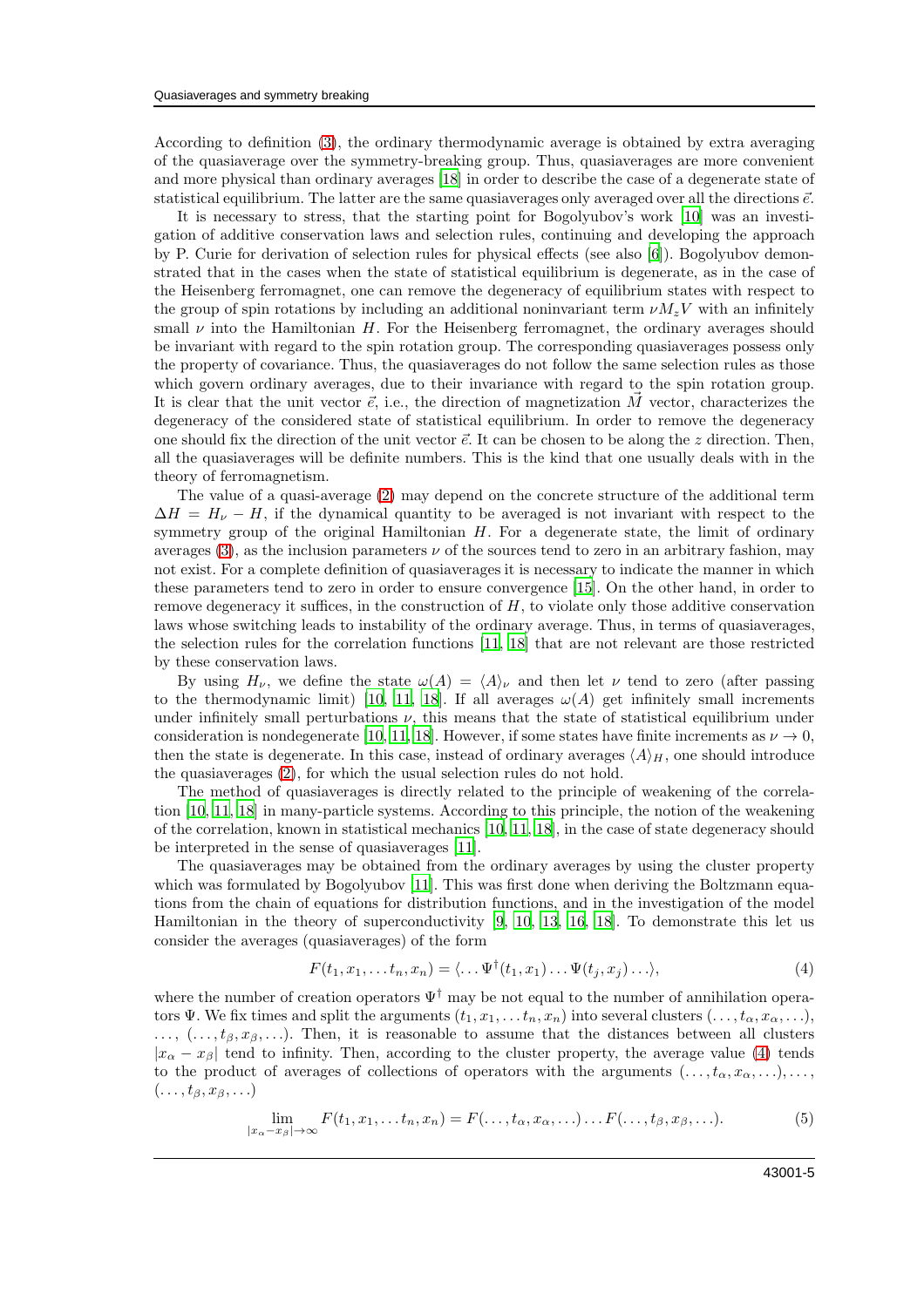According to definition (3), the ordinary thermodynamic average is obtained by extra averaging of the quasiaverage over the symmetry-breaking group. Thus, quasiaverages are more convenient and more physical than ordinary averages [18] in order to describe the case of a degenerate state of statistical equilibrium. The latter are the same quasiaverages only averaged over all the directions $\vec{e}$.

It is necessary to stress, that the starting point for Bogolyubov's work [10] was an investigation of additive conservation laws and selection rules, continuing and developing the approach by P. Curie for derivation of selection rules for physical effects (see also [6]). Bogolyubov demonstrated that in the cases when the state of statistical equilibrium is degenerate, as in the case of the Heisenberg ferromagnet, one can remove the degeneracy of equilibrium states with respect to the group of spin rotations by including an additional noninvariant term $\nu M_z V$ with an infinitely small $\nu$ into the Hamiltonian $H$. For the Heisenberg ferromagnet, the ordinary averages should be invariant with regard to the spin rotation group. The corresponding quasiaverages possess only the property of covariance. Thus, the quasiaverages do not follow the same selection rules as those which govern ordinary averages, due to their invariance with regard to the spin rotation group. It is clear that the unit vector $\vec{e}$, i.e., the direction of magnetization $\vec{M}$ vector, characterizes the degeneracy of the considered state of statistical equilibrium. In order to remove the degeneracy one should fix the direction of the unit vector $\vec{e}$. It can be chosen to be along the $z$ direction. Then, all the quasiaverages will be definite numbers. This is the kind that one usually deals with in the theory of ferromagnetism.

The value of a quasi-average (2) may depend on the concrete structure of the additional term $\Delta H = H_\nu - H$, if the dynamical quantity to be averaged is not invariant with respect to the symmetry group of the original Hamiltonian $H$. For a degenerate state, the limit of ordinary averages (3), as the inclusion parameters $\nu$ of the sources tend to zero in an arbitrary fashion, may not exist. For a complete definition of quasiaverages it is necessary to indicate the manner in which these parameters tend to zero in order to ensure convergence [15]. On the other hand, in order to remove degeneracy it suffices, in the construction of $H$, to violate only those additive conservation laws whose switching leads to instability of the ordinary average. Thus, in terms of quasiaverages, the selection rules for the correlation functions [11, 18] that are not relevant are those restricted by these conservation laws.

By using $H_\nu$, we define the state $\omega(A) = \langle A \rangle_\nu$ and then let $\nu$ tend to zero (after passing to the thermodynamic limit) [10, 11, 18]. If all averages $\omega(A)$ get infinitely small increments under infinitely small perturbations $\nu$, this means that the state of statistical equilibrium under consideration is nondegenerate [10, 11, 18]. However, if some states have finite increments as $\nu \to 0$, then the state is degenerate. In this case, instead of ordinary averages $\langle A \rangle_H$, one should introduce the quasiaverages (2), for which the usual selection rules do not hold.

The method of quasiaverages is directly related to the principle of weakening of the correlation [10, 11, 18] in many-particle systems. According to this principle, the notion of the weakening of the correlation, known in statistical mechanics [10, 11, 18], in the case of state degeneracy should be interpreted in the sense of quasiaverages [11].

The quasiaverages may be obtained from the ordinary averages by using the cluster property which was formulated by Bogolyubov [11]. This was first done when deriving the Boltzmann equations from the chain of equations for distribution functions, and in the investigation of the model Hamiltonian in the theory of superconductivity [9, 10, 13, 16, 18]. To demonstrate this let us consider the averages (quasiaverages) of the form

$$F(t_1, x_1, \dots t_n, x_n) = \langle \dots \Psi^\dagger(t_1, x_1) \dots \Psi(t_j, x_j) \dots \rangle, \tag{4}$$

where the number of creation operators $\Psi^\dagger$ may be not equal to the number of annihilation operators $\Psi$. We fix times and split the arguments $(t_1, x_1, \dots t_n, x_n)$ into several clusters $(\dots, t_\alpha, x_\alpha, \dots)$, $\dots$, $(\dots, t_\beta, x_\beta, \dots)$. Then, it is reasonable to assume that the distances between all clusters $|x_\alpha - x_\beta|$ tend to infinity. Then, according to the cluster property, the average value (4) tends to the product of averages of collections of operators with the arguments $(\dots, t_\alpha, x_\alpha, \dots), \dots,$ $(\dots, t_\beta, x_\beta, \dots)$

$$\lim_{|x_\alpha - x_\beta| \to \infty} F(t_1, x_1, \dots t_n, x_n) = F(\dots, t_\alpha, x_\alpha, \dots) \dots F(\dots, t_\beta, x_\beta, \dots). \tag{5}$$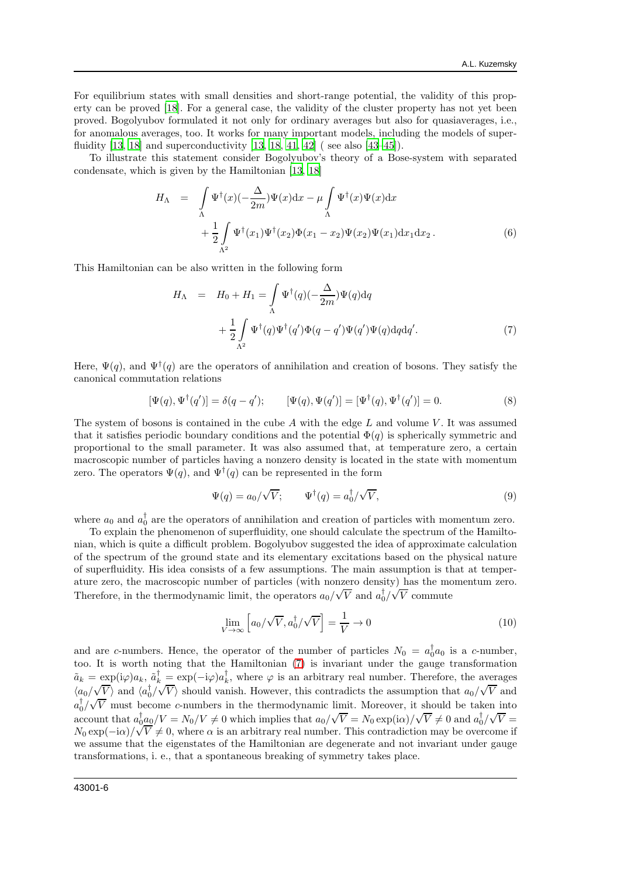For equilibrium states with small densities and short-range potential, the validity of this property can be proved [18]. For a general case, the validity of the cluster property has not yet been proved. Bogolyubov formulated it not only for ordinary averages but also for quasiaverages, i.e., for anomalous averages, too. It works for many important models, including the models of superfluidity [13, 18] and superconductivity [13, 18, 41, 42] ( see also [43–45]).

To illustrate this statement consider Bogolyubov's theory of a Bose-system with separated condensate, which is given by the Hamiltonian [13, 18]

$$
\begin{aligned}
H_\Lambda &= \int\limits_\Lambda \Psi^\dagger(x)(-\frac{\Delta}{2m})\Psi(x)\mathrm{d}x - \mu\int\limits_\Lambda \Psi^\dagger(x)\Psi(x)\mathrm{d}x \\
&\quad + \frac{1}{2}\int\limits_{\Lambda^2} \Psi^\dagger(x_1)\Psi^\dagger(x_2)\Phi(x_1-x_2)\Psi(x_2)\Psi(x_1)\mathrm{d}x_1\mathrm{d}x_2\,.
\end{aligned}
\tag{6}
$$

This Hamiltonian can be also written in the following form

$$
\begin{aligned}
H_\Lambda &= H_0 + H_1 = \int\limits_\Lambda \Psi^\dagger(q)(-\frac{\Delta}{2m})\Psi(q)\mathrm{d}q \\
&\quad + \frac{1}{2}\int\limits_{\Lambda^2} \Psi^\dagger(q)\Psi^\dagger(q')\Phi(q-q')\Psi(q')\Psi(q)\mathrm{d}q\mathrm{d}q'.
\end{aligned}
\tag{7}
$$

Here, $\Psi(q)$, and $\Psi^\dagger(q)$ are the operators of annihilation and creation of bosons. They satisfy the canonical commutation relations

$$
[\Psi(q),\Psi^\dagger(q')] = \delta(q-q'); \qquad [\Psi(q),\Psi(q')] = [\Psi^\dagger(q),\Psi^\dagger(q')] = 0. \tag{8}
$$

The system of bosons is contained in the cube $A$ with the edge $L$ and volume $V$. It was assumed that it satisfies periodic boundary conditions and the potential $\Phi(q)$ is spherically symmetric and proportional to the small parameter. It was also assumed that, at temperature zero, a certain macroscopic number of particles having a nonzero density is located in the state with momentum zero. The operators $\Psi(q)$, and $\Psi^\dagger(q)$ can be represented in the form

$$
\Psi(q) = a_0/\sqrt{V}; \qquad \Psi^\dagger(q) = a_0^\dagger/\sqrt{V}, \tag{9}
$$

where $a_0$ and $a_0^\dagger$ are the operators of annihilation and creation of particles with momentum zero.

To explain the phenomenon of superfluidity, one should calculate the spectrum of the Hamiltonian, which is quite a difficult problem. Bogolyubov suggested the idea of approximate calculation of the spectrum of the ground state and its elementary excitations based on the physical nature of superfluidity. His idea consists of a few assumptions. The main assumption is that at temperature zero, the macroscopic number of particles (with nonzero density) has the momentum zero. Therefore, in the thermodynamic limit, the operators $a_0/\sqrt{V}$ and $a_0^\dagger/\sqrt{V}$ commute

$$
\lim_{V\to\infty}\left[a_0/\sqrt{V}, a_0^\dagger/\sqrt{V}\right] = \frac{1}{V} \to 0 \tag{10}
$$

and are $c$-numbers. Hence, the operator of the number of particles $N_0 = a_0^\dagger a_0$ is a $c$-number, too. It is worth noting that the Hamiltonian (7) is invariant under the gauge transformation $\tilde{a}_k = \exp(\mathrm{i}\varphi)a_k$, $\tilde{a}_k^\dagger = \exp(-\mathrm{i}\varphi)a_k^\dagger$, where $\varphi$ is an arbitrary real number. Therefore, the averages $\langle a_0/\sqrt{V}\rangle$ and $\langle a_0^\dagger/\sqrt{V}\rangle$ should vanish. However, this contradicts the assumption that $a_0/\sqrt{V}$ and $a_0^\dagger/\sqrt{V}$ must become $c$-numbers in the thermodynamic limit. Moreover, it should be taken into account that $a_0^\dagger a_0/V = N_0/V \neq 0$ which implies that $a_0/\sqrt{V} = N_0\exp(\mathrm{i}\alpha)/\sqrt{V} \neq 0$ and $a_0^\dagger/\sqrt{V} = N_0\exp(-\mathrm{i}\alpha)/\sqrt{V} \neq 0$, where $\alpha$ is an arbitrary real number. This contradiction may be overcome if we assume that the eigenstates of the Hamiltonian are degenerate and not invariant under gauge transformations, i. e., that a spontaneous breaking of symmetry takes place.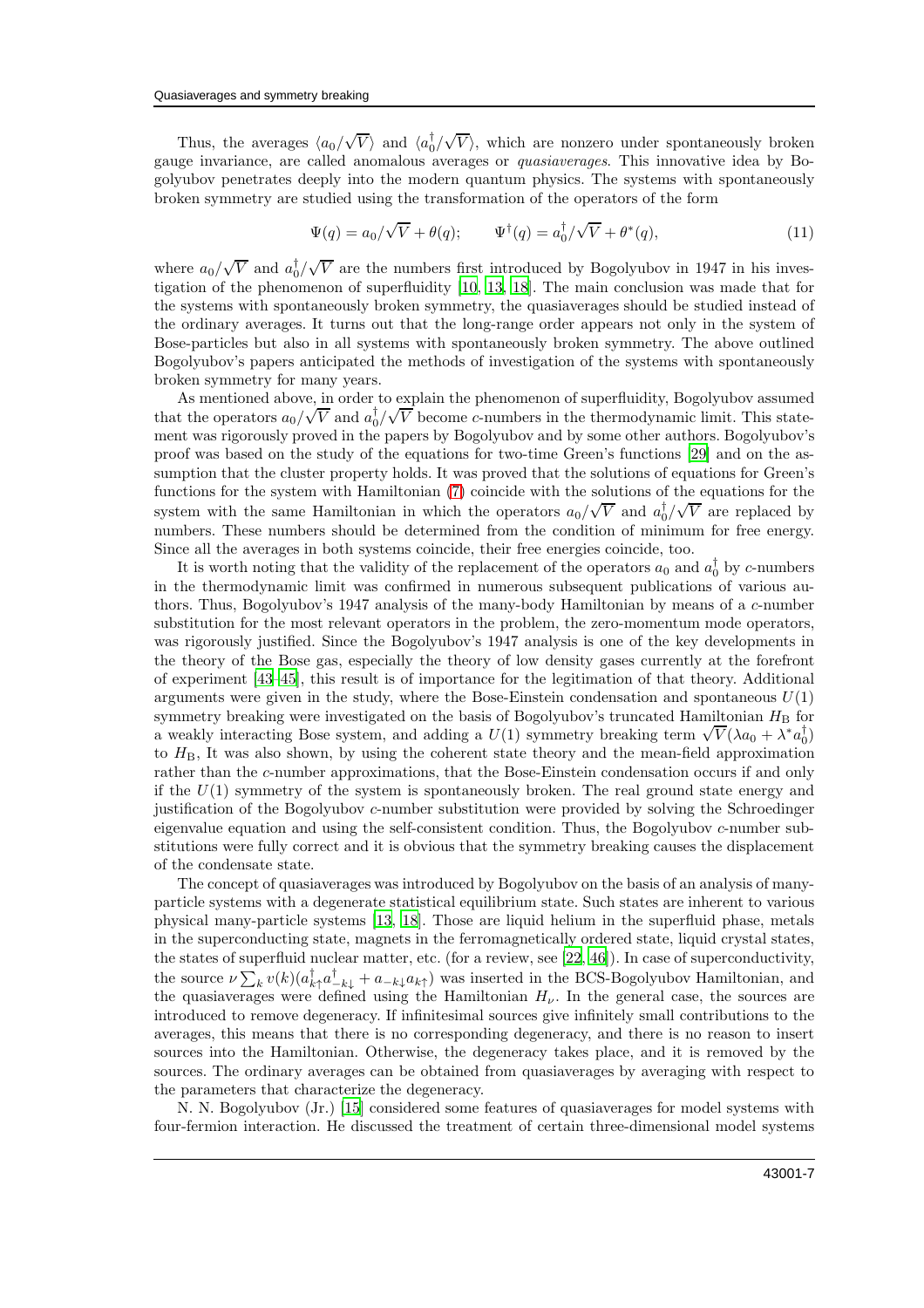Thus, the averages $\langle a_0/\sqrt{V}\rangle$ and $\langle a_0^\dagger/\sqrt{V}\rangle$, which are nonzero under spontaneously broken gauge invariance, are called anomalous averages or *quasiaverages*. This innovative idea by Bogolyubov penetrates deeply into the modern quantum physics. The systems with spontaneously broken symmetry are studied using the transformation of the operators of the form

$$\Psi(q) = a_0/\sqrt{V} + \theta(q); \qquad \Psi^\dagger(q) = a_0^\dagger/\sqrt{V} + \theta^*(q), \tag{11}$$

where $a_0/\sqrt{V}$ and $a_0^\dagger/\sqrt{V}$ are the numbers first introduced by Bogolyubov in 1947 in his investigation of the phenomenon of superfluidity [10, 13, 18]. The main conclusion was made that for the systems with spontaneously broken symmetry, the quasiaverages should be studied instead of the ordinary averages. It turns out that the long-range order appears not only in the system of Bose-particles but also in all systems with spontaneously broken symmetry. The above outlined Bogolyubov's papers anticipated the methods of investigation of the systems with spontaneously broken symmetry for many years.

As mentioned above, in order to explain the phenomenon of superfluidity, Bogolyubov assumed that the operators $a_0/\sqrt{V}$ and $a_0^\dagger/\sqrt{V}$ become $c$-numbers in the thermodynamic limit. This statement was rigorously proved in the papers by Bogolyubov and by some other authors. Bogolyubov's proof was based on the study of the equations for two-time Green's functions [29] and on the assumption that the cluster property holds. It was proved that the solutions of equations for Green's functions for the system with Hamiltonian (7) coincide with the solutions of the equations for the system with the same Hamiltonian in which the operators $a_0/\sqrt{V}$ and $a_0^\dagger/\sqrt{V}$ are replaced by numbers. These numbers should be determined from the condition of minimum for free energy. Since all the averages in both systems coincide, their free energies coincide, too.

It is worth noting that the validity of the replacement of the operators $a_0$ and $a_0^\dagger$ by $c$-numbers in the thermodynamic limit was confirmed in numerous subsequent publications of various authors. Thus, Bogolyubov's 1947 analysis of the many-body Hamiltonian by means of a $c$-number substitution for the most relevant operators in the problem, the zero-momentum mode operators, was rigorously justified. Since the Bogolyubov's 1947 analysis is one of the key developments in the theory of the Bose gas, especially the theory of low density gases currently at the forefront of experiment [43–45], this result is of importance for the legitimation of that theory. Additional arguments were given in the study, where the Bose-Einstein condensation and spontaneous $U(1)$ symmetry breaking were investigated on the basis of Bogolyubov's truncated Hamiltonian $H_{\mathrm{B}}$ for a weakly interacting Bose system, and adding a $U(1)$ symmetry breaking term $\sqrt{V}(\lambda a_0 + \lambda^* a_0^\dagger)$ to $H_{\mathrm{B}}$, It was also shown, by using the coherent state theory and the mean-field approximation rather than the $c$-number approximations, that the Bose-Einstein condensation occurs if and only if the $U(1)$ symmetry of the system is spontaneously broken. The real ground state energy and justification of the Bogolyubov $c$-number substitution were provided by solving the Schroedinger eigenvalue equation and using the self-consistent condition. Thus, the Bogolyubov $c$-number substitutions were fully correct and it is obvious that the symmetry breaking causes the displacement of the condensate state.

The concept of quasiaverages was introduced by Bogolyubov on the basis of an analysis of many-particle systems with a degenerate statistical equilibrium state. Such states are inherent to various physical many-particle systems [13, 18]. Those are liquid helium in the superfluid phase, metals in the superconducting state, magnets in the ferromagnetically ordered state, liquid crystal states, the states of superfluid nuclear matter, etc. (for a review, see [22, 46]). In case of superconductivity, the source $\nu\sum_k v(k)(a^\dagger_{k\uparrow}a^\dagger_{-k\downarrow} + a_{-k\downarrow}a_{k\uparrow})$ was inserted in the BCS-Bogolyubov Hamiltonian, and the quasiaverages were defined using the Hamiltonian $H_\nu$. In the general case, the sources are introduced to remove degeneracy. If infinitesimal sources give infinitely small contributions to the averages, this means that there is no corresponding degeneracy, and there is no reason to insert sources into the Hamiltonian. Otherwise, the degeneracy takes place, and it is removed by the sources. The ordinary averages can be obtained from quasiaverages by averaging with respect to the parameters that characterize the degeneracy.

N. N. Bogolyubov (Jr.) [15] considered some features of quasiaverages for model systems with four-fermion interaction. He discussed the treatment of certain three-dimensional model systems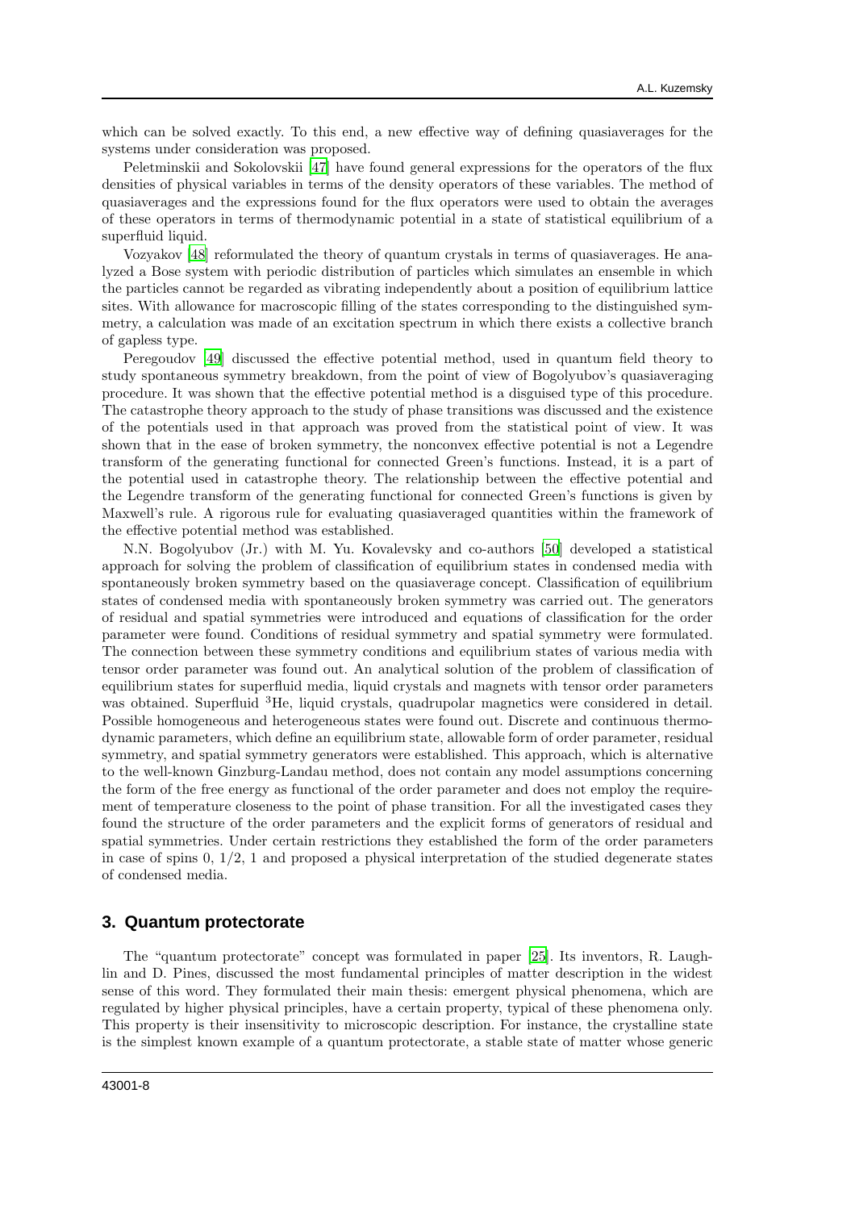which can be solved exactly. To this end, a new effective way of defining quasiaverages for the systems under consideration was proposed.

Peletminskii and Sokolovskii [47] have found general expressions for the operators of the flux densities of physical variables in terms of the density operators of these variables. The method of quasiaverages and the expressions found for the flux operators were used to obtain the averages of these operators in terms of thermodynamic potential in a state of statistical equilibrium of a superfluid liquid.

Vozyakov [48] reformulated the theory of quantum crystals in terms of quasiaverages. He analyzed a Bose system with periodic distribution of particles which simulates an ensemble in which the particles cannot be regarded as vibrating independently about a position of equilibrium lattice sites. With allowance for macroscopic filling of the states corresponding to the distinguished symmetry, a calculation was made of an excitation spectrum in which there exists a collective branch of gapless type.

Peregoudov [49] discussed the effective potential method, used in quantum field theory to study spontaneous symmetry breakdown, from the point of view of Bogolyubov's quasiaveraging procedure. It was shown that the effective potential method is a disguised type of this procedure. The catastrophe theory approach to the study of phase transitions was discussed and the existence of the potentials used in that approach was proved from the statistical point of view. It was shown that in the ease of broken symmetry, the nonconvex effective potential is not a Legendre transform of the generating functional for connected Green's functions. Instead, it is a part of the potential used in catastrophe theory. The relationship between the effective potential and the Legendre transform of the generating functional for connected Green's functions is given by Maxwell's rule. A rigorous rule for evaluating quasiaveraged quantities within the framework of the effective potential method was established.

N.N. Bogolyubov (Jr.) with M. Yu. Kovalevsky and co-authors [50] developed a statistical approach for solving the problem of classification of equilibrium states in condensed media with spontaneously broken symmetry based on the quasiaverage concept. Classification of equilibrium states of condensed media with spontaneously broken symmetry was carried out. The generators of residual and spatial symmetries were introduced and equations of classification for the order parameter were found. Conditions of residual symmetry and spatial symmetry were formulated. The connection between these symmetry conditions and equilibrium states of various media with tensor order parameter was found out. An analytical solution of the problem of classification of equilibrium states for superfluid media, liquid crystals and magnets with tensor order parameters was obtained. Superfluid $^3$He, liquid crystals, quadrupolar magnetics were considered in detail. Possible homogeneous and heterogeneous states were found out. Discrete and continuous thermodynamic parameters, which define an equilibrium state, allowable form of order parameter, residual symmetry, and spatial symmetry generators were established. This approach, which is alternative to the well-known Ginzburg-Landau method, does not contain any model assumptions concerning the form of the free energy as functional of the order parameter and does not employ the requirement of temperature closeness to the point of phase transition. For all the investigated cases they found the structure of the order parameters and the explicit forms of generators of residual and spatial symmetries. Under certain restrictions they established the form of the order parameters in case of spins 0, 1/2, 1 and proposed a physical interpretation of the studied degenerate states of condensed media.

## 3. Quantum protectorate

The "quantum protectorate" concept was formulated in paper [25]. Its inventors, R. Laughlin and D. Pines, discussed the most fundamental principles of matter description in the widest sense of this word. They formulated their main thesis: emergent physical phenomena, which are regulated by higher physical principles, have a certain property, typical of these phenomena only. This property is their insensitivity to microscopic description. For instance, the crystalline state is the simplest known example of a quantum protectorate, a stable state of matter whose generic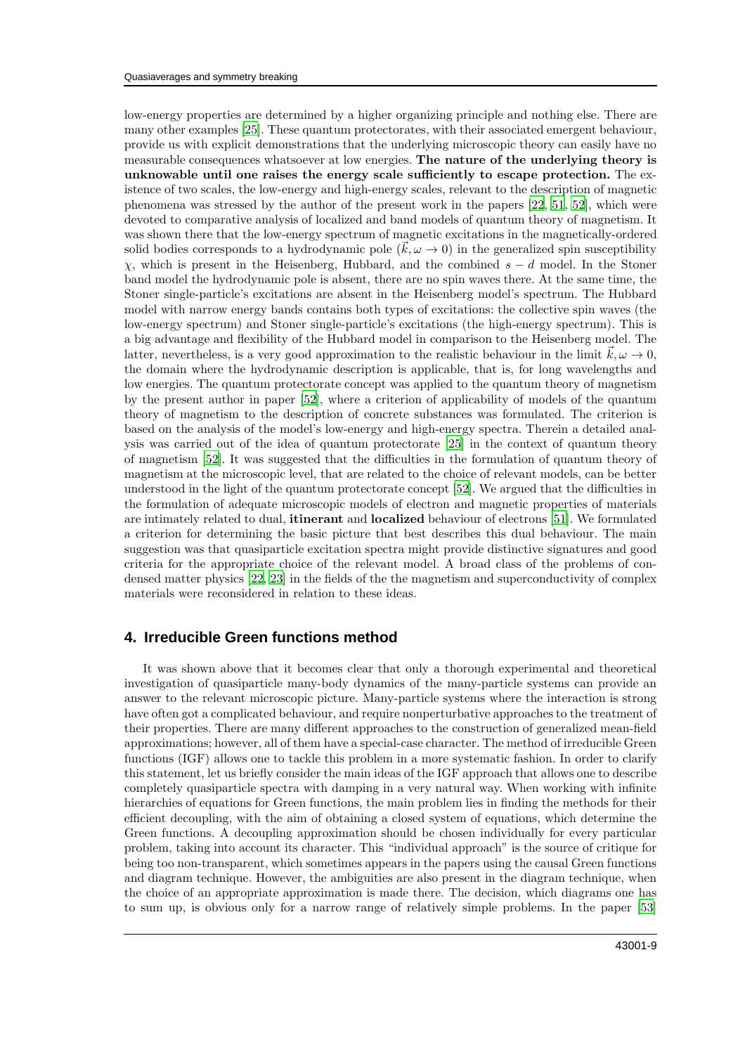low-energy properties are determined by a higher organizing principle and nothing else. There are many other examples [25]. These quantum protectorates, with their associated emergent behaviour, provide us with explicit demonstrations that the underlying microscopic theory can easily have no measurable consequences whatsoever at low energies. **The nature of the underlying theory is unknowable until one raises the energy scale sufficiently to escape protection.** The existence of two scales, the low-energy and high-energy scales, relevant to the description of magnetic phenomena was stressed by the author of the present work in the papers [22, 51, 52], which were devoted to comparative analysis of localized and band models of quantum theory of magnetism. It was shown there that the low-energy spectrum of magnetic excitations in the magnetically-ordered solid bodies corresponds to a hydrodynamic pole ($\vec{k}, \omega \to 0$) in the generalized spin susceptibility $\chi$, which is present in the Heisenberg, Hubbard, and the combined $s - d$ model. In the Stoner band model the hydrodynamic pole is absent, there are no spin waves there. At the same time, the Stoner single-particle's excitations are absent in the Heisenberg model's spectrum. The Hubbard model with narrow energy bands contains both types of excitations: the collective spin waves (the low-energy spectrum) and Stoner single-particle's excitations (the high-energy spectrum). This is a big advantage and flexibility of the Hubbard model in comparison to the Heisenberg model. The latter, nevertheless, is a very good approximation to the realistic behaviour in the limit $\vec{k}, \omega \to 0$, the domain where the hydrodynamic description is applicable, that is, for long wavelengths and low energies. The quantum protectorate concept was applied to the quantum theory of magnetism by the present author in paper [52], where a criterion of applicability of models of the quantum theory of magnetism to the description of concrete substances was formulated. The criterion is based on the analysis of the model's low-energy and high-energy spectra. Therein a detailed analysis was carried out of the idea of quantum protectorate [25] in the context of quantum theory of magnetism [52]. It was suggested that the difficulties in the formulation of quantum theory of magnetism at the microscopic level, that are related to the choice of relevant models, can be better understood in the light of the quantum protectorate concept [52]. We argued that the difficulties in the formulation of adequate microscopic models of electron and magnetic properties of materials are intimately related to dual, **itinerant** and **localized** behaviour of electrons [51]. We formulated a criterion for determining the basic picture that best describes this dual behaviour. The main suggestion was that quasiparticle excitation spectra might provide distinctive signatures and good criteria for the appropriate choice of the relevant model. A broad class of the problems of condensed matter physics [22, 23] in the fields of the the magnetism and superconductivity of complex materials were reconsidered in relation to these ideas.

## 4. Irreducible Green functions method

It was shown above that it becomes clear that only a thorough experimental and theoretical investigation of quasiparticle many-body dynamics of the many-particle systems can provide an answer to the relevant microscopic picture. Many-particle systems where the interaction is strong have often got a complicated behaviour, and require nonperturbative approaches to the treatment of their properties. There are many different approaches to the construction of generalized mean-field approximations; however, all of them have a special-case character. The method of irreducible Green functions (IGF) allows one to tackle this problem in a more systematic fashion. In order to clarify this statement, let us briefly consider the main ideas of the IGF approach that allows one to describe completely quasiparticle spectra with damping in a very natural way. When working with infinite hierarchies of equations for Green functions, the main problem lies in finding the methods for their efficient decoupling, with the aim of obtaining a closed system of equations, which determine the Green functions. A decoupling approximation should be chosen individually for every particular problem, taking into account its character. This "individual approach" is the source of critique for being too non-transparent, which sometimes appears in the papers using the causal Green functions and diagram technique. However, the ambiguities are also present in the diagram technique, when the choice of an appropriate approximation is made there. The decision, which diagrams one has to sum up, is obvious only for a narrow range of relatively simple problems. In the paper [53]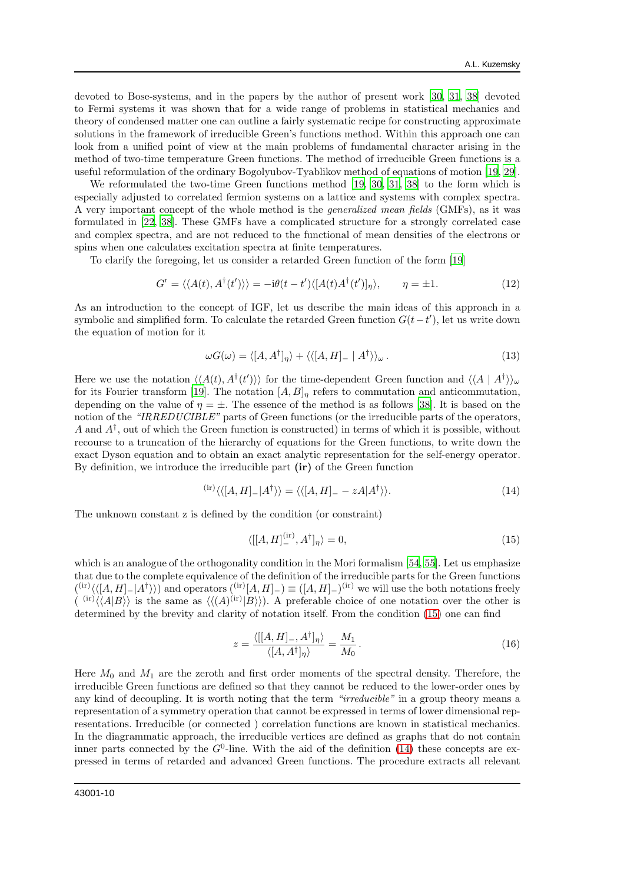devoted to Bose-systems, and in the papers by the author of present work [30, 31, 38] devoted to Fermi systems it was shown that for a wide range of problems in statistical mechanics and theory of condensed matter one can outline a fairly systematic recipe for constructing approximate solutions in the framework of irreducible Green's functions method. Within this approach one can look from a unified point of view at the main problems of fundamental character arising in the method of two-time temperature Green functions. The method of irreducible Green functions is a useful reformulation of the ordinary Bogolyubov-Tyablikov method of equations of motion [19, 29].

We reformulated the two-time Green functions method [19, 30, 31, 38] to the form which is especially adjusted to correlated fermion systems on a lattice and systems with complex spectra. A very important concept of the whole method is the *generalized mean fields* (GMFs), as it was formulated in [22, 38]. These GMFs have a complicated structure for a strongly correlated case and complex spectra, and are not reduced to the functional of mean densities of the electrons or spins when one calculates excitation spectra at finite temperatures.

To clarify the foregoing, let us consider a retarded Green function of the form [19]

$$G^{\mathrm{r}} = \langle\langle A(t), A^{\dagger}(t')\rangle\rangle = -\mathrm{i}\theta(t-t')\langle [A(t)A^{\dagger}(t')]_{\eta}\rangle, \qquad \eta = \pm 1. \tag{12}$$

As an introduction to the concept of IGF, let us describe the main ideas of this approach in a symbolic and simplified form. To calculate the retarded Green function $G(t-t')$, let us write down the equation of motion for it

$$\omega G(\omega) = \langle [A, A^{\dagger}]_{\eta}\rangle + \langle\langle [A, H]_{-} \mid A^{\dagger}\rangle\rangle_{\omega}\,. \tag{13}$$

Here we use the notation $\langle\langle A(t), A^{\dagger}(t')\rangle\rangle$ for the time-dependent Green function and $\langle\langle A \mid A^{\dagger}\rangle\rangle_{\omega}$ for its Fourier transform [19]. The notation $[A, B]_{\eta}$ refers to commutation and anticommutation, depending on the value of $\eta = \pm$. The essence of the method is as follows [38]. It is based on the notion of the *"IRREDUCIBLE"* parts of Green functions (or the irreducible parts of the operators, $A$ and $A^{\dagger}$, out of which the Green function is constructed) in terms of which it is possible, without recourse to a truncation of the hierarchy of equations for the Green functions, to write down the exact Dyson equation and to obtain an exact analytic representation for the self-energy operator. By definition, we introduce the irreducible part **(ir)** of the Green function

$${}^{(\mathrm{ir})}\langle\langle [A, H]_{-}|A^{\dagger}\rangle\rangle = \langle\langle [A, H]_{-} - zA|A^{\dagger}\rangle\rangle. \tag{14}$$

The unknown constant z is defined by the condition (or constraint)

$$\langle [[A, H]_{-}^{(\mathrm{ir})}, A^{\dagger}]_{\eta}\rangle = 0, \tag{15}$$

which is an analogue of the orthogonality condition in the Mori formalism [54, 55]. Let us emphasize that due to the complete equivalence of the definition of the irreducible parts for the Green functions $({}^{(\mathrm{ir})}\langle\langle [A, H]_{-}|A^{\dagger}\rangle\rangle)$ and operators $({}^{(\mathrm{ir})}[A, H]_{-}) \equiv ([A, H]_{-})^{(\mathrm{ir})}$ we will use the both notations freely $({}^{(\mathrm{ir})}\langle\langle A|B\rangle\rangle$ is the same as $\langle\langle (A)^{(\mathrm{ir})}|B\rangle\rangle)$. A preferable choice of one notation over the other is determined by the brevity and clarity of notation itself. From the condition (15) one can find

$$z = \frac{\langle [[A, H]_{-}, A^{\dagger}]_{\eta}\rangle}{\langle [A, A^{\dagger}]_{\eta}\rangle} = \frac{M_1}{M_0}\,. \tag{16}$$

Here $M_0$ and $M_1$ are the zeroth and first order moments of the spectral density. Therefore, the irreducible Green functions are defined so that they cannot be reduced to the lower-order ones by any kind of decoupling. It is worth noting that the term *"irreducible"* in a group theory means a representation of a symmetry operation that cannot be expressed in terms of lower dimensional representations. Irreducible (or connected ) correlation functions are known in statistical mechanics. In the diagrammatic approach, the irreducible vertices are defined as graphs that do not contain inner parts connected by the $G^0$-line. With the aid of the definition (14) these concepts are expressed in terms of retarded and advanced Green functions. The procedure extracts all relevant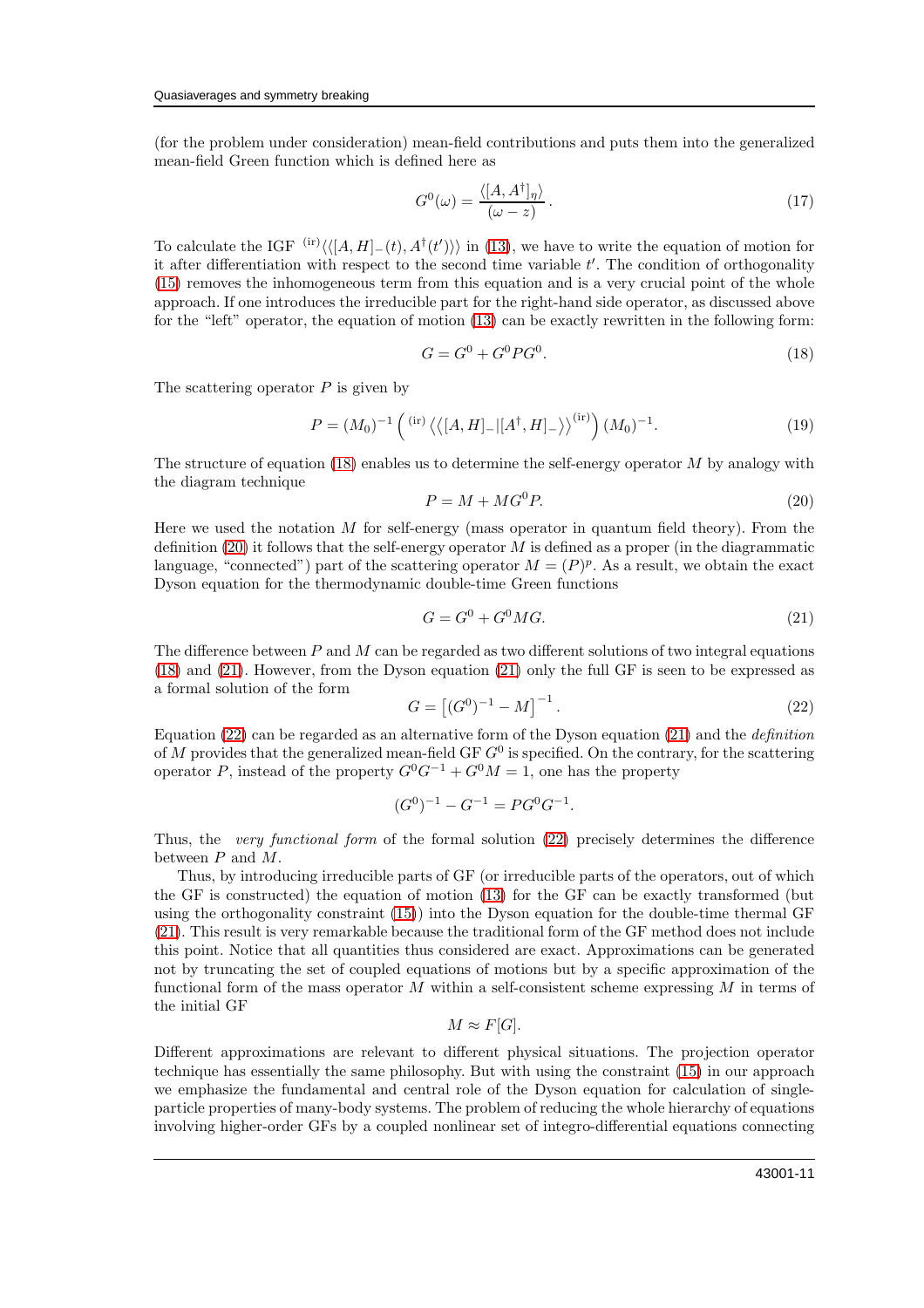(for the problem under consideration) mean-field contributions and puts them into the generalized mean-field Green function which is defined here as

$$G^0(\omega) = \frac{\langle [A, A^\dagger]_\eta \rangle}{(\omega - z)}. \tag{17}$$

To calculate the IGF ${}^{(\mathrm{ir})}\langle\langle [A, H]_-(t), A^\dagger(t') \rangle\rangle$ in (13), we have to write the equation of motion for it after differentiation with respect to the second time variable $t'$. The condition of orthogonality (15) removes the inhomogeneous term from this equation and is a very crucial point of the whole approach. If one introduces the irreducible part for the right-hand side operator, as discussed above for the "left" operator, the equation of motion (13) can be exactly rewritten in the following form:

$$G = G^0 + G^0 P G^0. \tag{18}$$

The scattering operator $P$ is given by

$$P = (M_0)^{-1} \left( {}^{(\mathrm{ir})} \left\langle\left\langle [A, H]_- | [A^\dagger, H]_- \right\rangle\right\rangle^{(\mathrm{ir})} \right) (M_0)^{-1}. \tag{19}$$

The structure of equation (18) enables us to determine the self-energy operator $M$ by analogy with the diagram technique

$$P = M + M G^0 P. \tag{20}$$

Here we used the notation $M$ for self-energy (mass operator in quantum field theory). From the definition (20) it follows that the self-energy operator $M$ is defined as a proper (in the diagrammatic language, "connected") part of the scattering operator $M = (P)^p$. As a result, we obtain the exact Dyson equation for the thermodynamic double-time Green functions

$$G = G^0 + G^0 M G. \tag{21}$$

The difference between $P$ and $M$ can be regarded as two different solutions of two integral equations (18) and (21). However, from the Dyson equation (21) only the full GF is seen to be expressed as a formal solution of the form

$$G = \left[ (G^0)^{-1} - M \right]^{-1}. \tag{22}$$

Equation (22) can be regarded as an alternative form of the Dyson equation (21) and the *definition* of $M$ provides that the generalized mean-field GF $G^0$ is specified. On the contrary, for the scattering operator $P$, instead of the property $G^0 G^{-1} + G^0 M = 1$, one has the property

$$(G^0)^{-1} - G^{-1} = P G^0 G^{-1}.$$

Thus, the *very functional form* of the formal solution (22) precisely determines the difference between $P$ and $M$.

Thus, by introducing irreducible parts of GF (or irreducible parts of the operators, out of which the GF is constructed) the equation of motion (13) for the GF can be exactly transformed (but using the orthogonality constraint (15)) into the Dyson equation for the double-time thermal GF (21). This result is very remarkable because the traditional form of the GF method does not include this point. Notice that all quantities thus considered are exact. Approximations can be generated not by truncating the set of coupled equations of motions but by a specific approximation of the functional form of the mass operator $M$ within a self-consistent scheme expressing $M$ in terms of the initial GF

$$M \approx F[G].$$

Different approximations are relevant to different physical situations. The projection operator technique has essentially the same philosophy. But with using the constraint (15) in our approach we emphasize the fundamental and central role of the Dyson equation for calculation of single-particle properties of many-body systems. The problem of reducing the whole hierarchy of equations involving higher-order GFs by a coupled nonlinear set of integro-differential equations connecting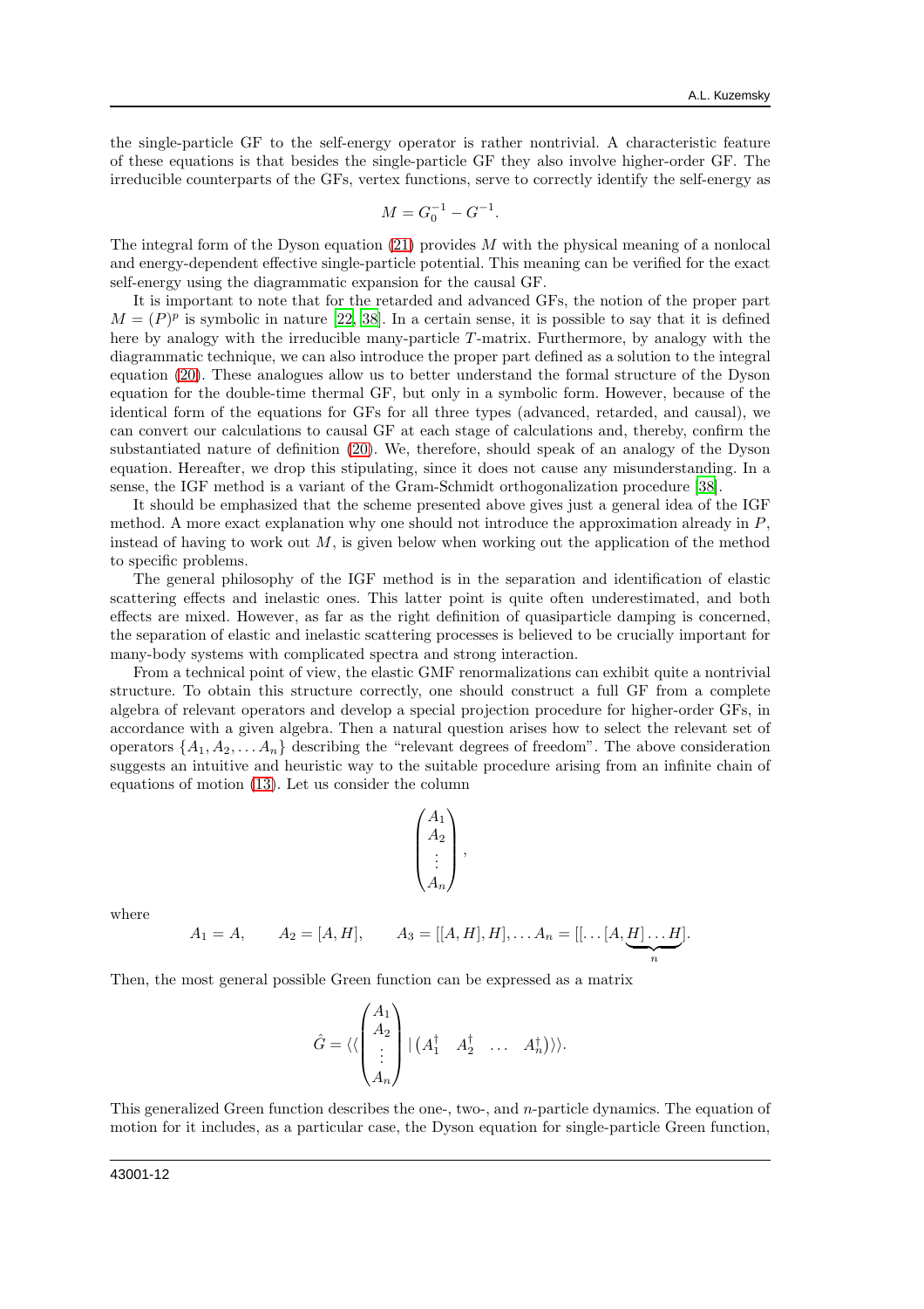the single-particle GF to the self-energy operator is rather nontrivial. A characteristic feature of these equations is that besides the single-particle GF they also involve higher-order GF. The irreducible counterparts of the GFs, vertex functions, serve to correctly identify the self-energy as

$$M = G_0^{-1} - G^{-1}.$$

The integral form of the Dyson equation (21) provides $M$ with the physical meaning of a nonlocal and energy-dependent effective single-particle potential. This meaning can be verified for the exact self-energy using the diagrammatic expansion for the causal GF.

It is important to note that for the retarded and advanced GFs, the notion of the proper part $M = (P)^p$ is symbolic in nature [22, 38]. In a certain sense, it is possible to say that it is defined here by analogy with the irreducible many-particle $T$-matrix. Furthermore, by analogy with the diagrammatic technique, we can also introduce the proper part defined as a solution to the integral equation (20). These analogues allow us to better understand the formal structure of the Dyson equation for the double-time thermal GF, but only in a symbolic form. However, because of the identical form of the equations for GFs for all three types (advanced, retarded, and causal), we can convert our calculations to causal GF at each stage of calculations and, thereby, confirm the substantiated nature of definition (20). We, therefore, should speak of an analogy of the Dyson equation. Hereafter, we drop this stipulating, since it does not cause any misunderstanding. In a sense, the IGF method is a variant of the Gram-Schmidt orthogonalization procedure [38].

It should be emphasized that the scheme presented above gives just a general idea of the IGF method. A more exact explanation why one should not introduce the approximation already in $P$, instead of having to work out $M$, is given below when working out the application of the method to specific problems.

The general philosophy of the IGF method is in the separation and identification of elastic scattering effects and inelastic ones. This latter point is quite often underestimated, and both effects are mixed. However, as far as the right definition of quasiparticle damping is concerned, the separation of elastic and inelastic scattering processes is believed to be crucially important for many-body systems with complicated spectra and strong interaction.

From a technical point of view, the elastic GMF renormalizations can exhibit quite a nontrivial structure. To obtain this structure correctly, one should construct a full GF from a complete algebra of relevant operators and develop a special projection procedure for higher-order GFs, in accordance with a given algebra. Then a natural question arises how to select the relevant set of operators $\{A_1, A_2, \ldots A_n\}$ describing the "relevant degrees of freedom". The above consideration suggests an intuitive and heuristic way to the suitable procedure arising from an infinite chain of equations of motion (13). Let us consider the column

$$\begin{pmatrix} A_1 \\ A_2 \\ \vdots \\ A_n \end{pmatrix},$$

where

$$A_1 = A, \qquad A_2 = [A, H], \qquad A_3 = [[A, H], H], \ldots A_n = [[\ldots [A, \underbrace{H] \ldots H}_{n}].$$

Then, the most general possible Green function can be expressed as a matrix

$$\hat{G} = \langle\langle \begin{pmatrix} A_1 \\ A_2 \\ \vdots \\ A_n \end{pmatrix} | \begin{pmatrix} A_1^\dagger & A_2^\dagger & \ldots & A_n^\dagger \end{pmatrix} \rangle\rangle.$$

This generalized Green function describes the one-, two-, and $n$-particle dynamics. The equation of motion for it includes, as a particular case, the Dyson equation for single-particle Green function,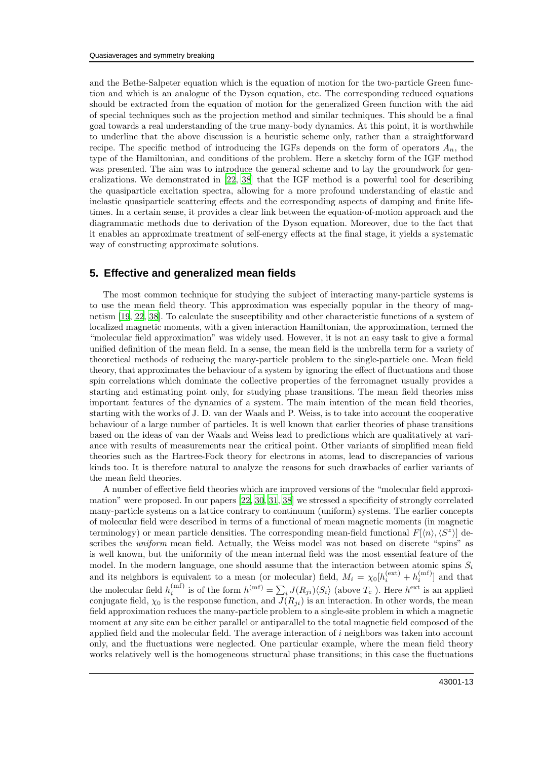and the Bethe-Salpeter equation which is the equation of motion for the two-particle Green function and which is an analogue of the Dyson equation, etc. The corresponding reduced equations should be extracted from the equation of motion for the generalized Green function with the aid of special techniques such as the projection method and similar techniques. This should be a final goal towards a real understanding of the true many-body dynamics. At this point, it is worthwhile to underline that the above discussion is a heuristic scheme only, rather than a straightforward recipe. The specific method of introducing the IGFs depends on the form of operators $A_n$, the type of the Hamiltonian, and conditions of the problem. Here a sketchy form of the IGF method was presented. The aim was to introduce the general scheme and to lay the groundwork for generalizations. We demonstrated in [22, 38] that the IGF method is a powerful tool for describing the quasiparticle excitation spectra, allowing for a more profound understanding of elastic and inelastic quasiparticle scattering effects and the corresponding aspects of damping and finite lifetimes. In a certain sense, it provides a clear link between the equation-of-motion approach and the diagrammatic methods due to derivation of the Dyson equation. Moreover, due to the fact that it enables an approximate treatment of self-energy effects at the final stage, it yields a systematic way of constructing approximate solutions.

## 5. Effective and generalized mean fields

The most common technique for studying the subject of interacting many-particle systems is to use the mean field theory. This approximation was especially popular in the theory of magnetism [19, 22, 38]. To calculate the susceptibility and other characteristic functions of a system of localized magnetic moments, with a given interaction Hamiltonian, the approximation, termed the "molecular field approximation" was widely used. However, it is not an easy task to give a formal unified definition of the mean field. In a sense, the mean field is the umbrella term for a variety of theoretical methods of reducing the many-particle problem to the single-particle one. Mean field theory, that approximates the behaviour of a system by ignoring the effect of fluctuations and those spin correlations which dominate the collective properties of the ferromagnet usually provides a starting and estimating point only, for studying phase transitions. The mean field theories miss important features of the dynamics of a system. The main intention of the mean field theories, starting with the works of J. D. van der Waals and P. Weiss, is to take into account the cooperative behaviour of a large number of particles. It is well known that earlier theories of phase transitions based on the ideas of van der Waals and Weiss lead to predictions which are qualitatively at variance with results of measurements near the critical point. Other variants of simplified mean field theories such as the Hartree-Fock theory for electrons in atoms, lead to discrepancies of various kinds too. It is therefore natural to analyze the reasons for such drawbacks of earlier variants of the mean field theories.

A number of effective field theories which are improved versions of the "molecular field approximation" were proposed. In our papers [22, 30, 31, 38] we stressed a specificity of strongly correlated many-particle systems on a lattice contrary to continuum (uniform) systems. The earlier concepts of molecular field were described in terms of a functional of mean magnetic moments (in magnetic terminology) or mean particle densities. The corresponding mean-field functional $F[\langle n\rangle, \langle S^z\rangle]$ describes the *uniform* mean field. Actually, the Weiss model was not based on discrete "spins" as is well known, but the uniformity of the mean internal field was the most essential feature of the model. In the modern language, one should assume that the interaction between atomic spins $S_i$ and its neighbors is equivalent to a mean (or molecular) field, $M_i = \chi_0[h_i^{(\mathrm{ext})} + h_i^{(\mathrm{mf})}]$ and that the molecular field $h_i^{(\mathrm{mf})}$ is of the form $h^{(\mathrm{mf})} = \sum_i J(R_{ji})\langle S_i\rangle$ (above $T_\mathrm{c}$ ). Here $h^{\mathrm{ext}}$ is an applied conjugate field, $\chi_0$ is the response function, and $J(R_{ji})$ is an interaction. In other words, the mean field approximation reduces the many-particle problem to a single-site problem in which a magnetic moment at any site can be either parallel or antiparallel to the total magnetic field composed of the applied field and the molecular field. The average interaction of $i$ neighbors was taken into account only, and the fluctuations were neglected. One particular example, where the mean field theory works relatively well is the homogeneous structural phase transitions; in this case the fluctuations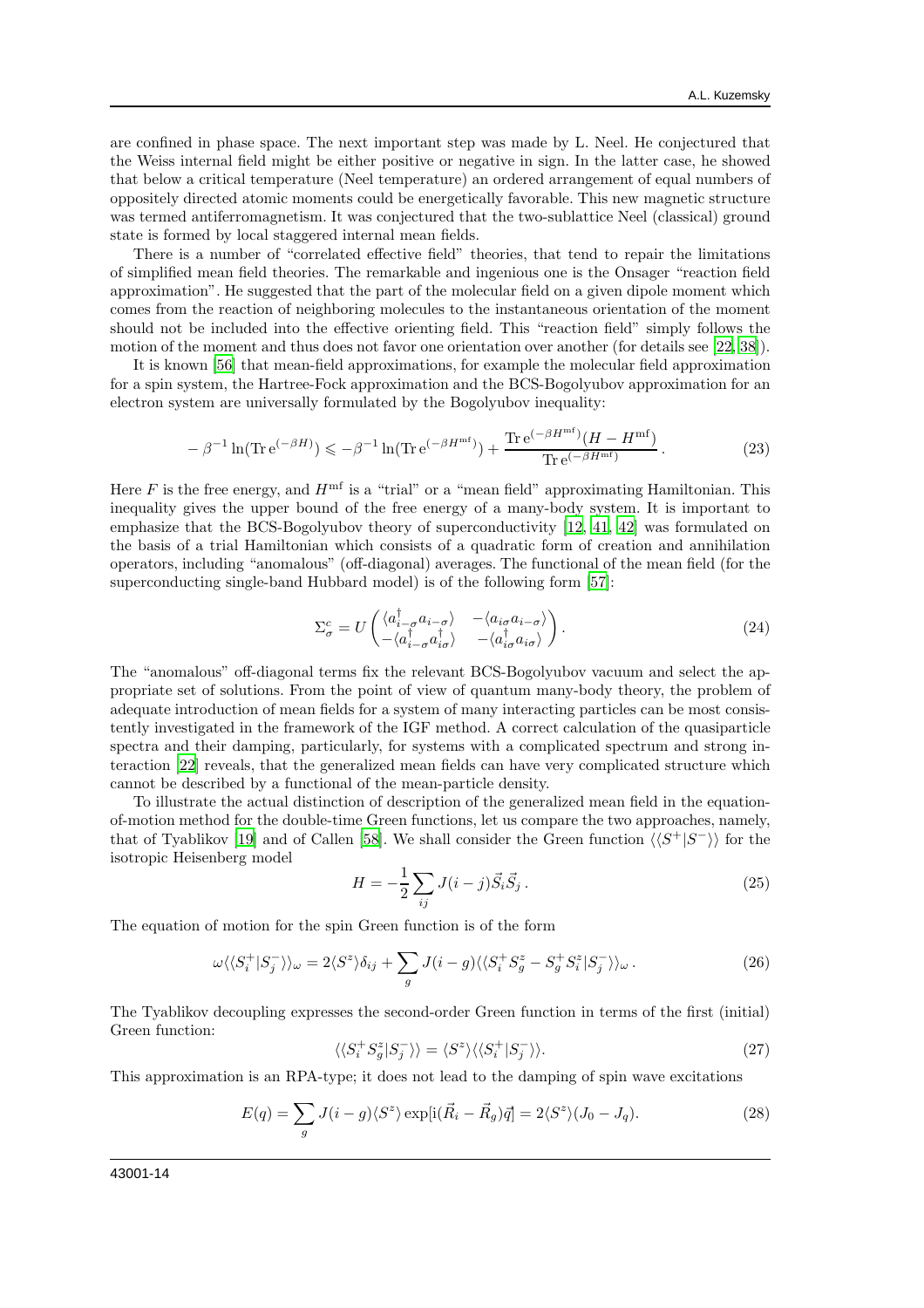are confined in phase space. The next important step was made by L. Neel. He conjectured that the Weiss internal field might be either positive or negative in sign. In the latter case, he showed that below a critical temperature (Neel temperature) an ordered arrangement of equal numbers of oppositely directed atomic moments could be energetically favorable. This new magnetic structure was termed antiferromagnetism. It was conjectured that the two-sublattice Neel (classical) ground state is formed by local staggered internal mean fields.

There is a number of "correlated effective field" theories, that tend to repair the limitations of simplified mean field theories. The remarkable and ingenious one is the Onsager "reaction field approximation". He suggested that the part of the molecular field on a given dipole moment which comes from the reaction of neighboring molecules to the instantaneous orientation of the moment should not be included into the effective orienting field. This "reaction field" simply follows the motion of the moment and thus does not favor one orientation over another (for details see [22, 38]).

It is known [56] that mean-field approximations, for example the molecular field approximation for a spin system, the Hartree-Fock approximation and the BCS-Bogolyubov approximation for an electron system are universally formulated by the Bogolyubov inequality:

$$-\beta^{-1}\ln(\mathrm{Tr}\,\mathrm{e}^{(-\beta H)}) \leqslant -\beta^{-1}\ln(\mathrm{Tr}\,\mathrm{e}^{(-\beta H^{\mathrm{mf}})}) + \frac{\mathrm{Tr}\,\mathrm{e}^{(-\beta H^{\mathrm{mf}})}(H - H^{\mathrm{mf}})}{\mathrm{Tr}\,\mathrm{e}^{(-\beta H^{\mathrm{mf}})}}. \tag{23}$$

Here $F$ is the free energy, and $H^{\mathrm{mf}}$ is a "trial" or a "mean field" approximating Hamiltonian. This inequality gives the upper bound of the free energy of a many-body system. It is important to emphasize that the BCS-Bogolyubov theory of superconductivity [12, 41, 42] was formulated on the basis of a trial Hamiltonian which consists of a quadratic form of creation and annihilation operators, including "anomalous" (off-diagonal) averages. The functional of the mean field (for the superconducting single-band Hubbard model) is of the following form [57]:

$$\Sigma^c_\sigma = U\begin{pmatrix} \langle a^\dagger_{i-\sigma}a_{i-\sigma}\rangle & -\langle a_{i\sigma}a_{i-\sigma}\rangle \\ -\langle a^\dagger_{i-\sigma}a^\dagger_{i\sigma}\rangle & -\langle a^\dagger_{i\sigma}a_{i\sigma}\rangle \end{pmatrix}. \tag{24}$$

The "anomalous" off-diagonal terms fix the relevant BCS-Bogolyubov vacuum and select the appropriate set of solutions. From the point of view of quantum many-body theory, the problem of adequate introduction of mean fields for a system of many interacting particles can be most consistently investigated in the framework of the IGF method. A correct calculation of the quasiparticle spectra and their damping, particularly, for systems with a complicated spectrum and strong interaction [22] reveals, that the generalized mean fields can have very complicated structure which cannot be described by a functional of the mean-particle density.

To illustrate the actual distinction of description of the generalized mean field in the equation-of-motion method for the double-time Green functions, let us compare the two approaches, namely, that of Tyablikov [19] and of Callen [58]. We shall consider the Green function $\langle\langle S^+|S^-\rangle\rangle$ for the isotropic Heisenberg model

$$H = -\frac{1}{2}\sum_{ij} J(i-j)\vec{S}_i\vec{S}_j\,. \tag{25}$$

The equation of motion for the spin Green function is of the form

$$\omega\langle\langle S^+_i|S^-_j\rangle\rangle_\omega = 2\langle S^z\rangle\delta_{ij} + \sum_g J(i-g)\langle\langle S^+_i S^z_g - S^+_g S^z_i|S^-_j\rangle\rangle_\omega\,. \tag{26}$$

The Tyablikov decoupling expresses the second-order Green function in terms of the first (initial) Green function:

$$\langle\langle S^+_i S^z_g|S^-_j\rangle\rangle = \langle S^z\rangle\langle\langle S^+_i|S^-_j\rangle\rangle. \tag{27}$$

This approximation is an RPA-type; it does not lead to the damping of spin wave excitations

$$E(q) = \sum_g J(i-g)\langle S^z\rangle \exp[\mathrm{i}(\vec{R}_i - \vec{R}_g)\vec{q}] = 2\langle S^z\rangle(J_0 - J_q). \tag{28}$$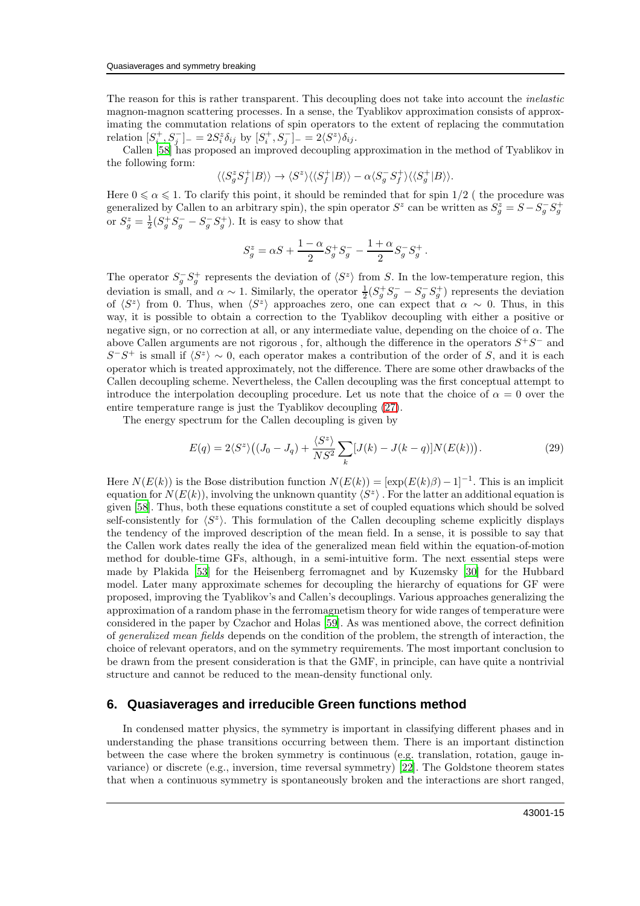The reason for this is rather transparent. This decoupling does not take into account the *inelastic* magnon-magnon scattering processes. In a sense, the Tyablikov approximation consists of approximating the commutation relations of spin operators to the extent of replacing the commutation relation $[S_i^+, S_j^-]_- = 2S_i^z\delta_{ij}$ by $[S_i^+, S_j^-]_- = 2\langle S^z\rangle\delta_{ij}$.

Callen [58] has proposed an improved decoupling approximation in the method of Tyablikov in the following form:

$$\langle\langle S_g^z S_f^+|B\rangle\rangle \to \langle S^z\rangle\langle\langle S_f^+|B\rangle\rangle - \alpha\langle S_g^- S_f^+\rangle\langle\langle S_g^+|B\rangle\rangle.$$

Here $0 \leqslant \alpha \leqslant 1$. To clarify this point, it should be reminded that for spin $1/2$ ( the procedure was generalized by Callen to an arbitrary spin), the spin operator $S^z$ can be written as $S_g^z = S - S_g^- S_g^+$ or $S_g^z = \frac{1}{2}(S_g^+ S_g^- - S_g^- S_g^+)$. It is easy to show that

$$S_g^z = \alpha S + \frac{1-\alpha}{2} S_g^+ S_g^- - \frac{1+\alpha}{2} S_g^- S_g^+ .$$

The operator $S_g^- S_g^+$ represents the deviation of $\langle S^z\rangle$ from $S$. In the low-temperature region, this deviation is small, and $\alpha \sim 1$. Similarly, the operator $\frac{1}{2}(S_g^+ S_g^- - S_g^- S_g^+)$ represents the deviation of $\langle S^z\rangle$ from 0. Thus, when $\langle S^z\rangle$ approaches zero, one can expect that $\alpha \sim 0$. Thus, in this way, it is possible to obtain a correction to the Tyablikov decoupling with either a positive or negative sign, or no correction at all, or any intermediate value, depending on the choice of $\alpha$. The above Callen arguments are not rigorous , for, although the difference in the operators $S^+S^-$ and $S^-S^+$ is small if $\langle S^z\rangle \sim 0$, each operator makes a contribution of the order of $S$, and it is each operator which is treated approximately, not the difference. There are some other drawbacks of the Callen decoupling scheme. Nevertheless, the Callen decoupling was the first conceptual attempt to introduce the interpolation decoupling procedure. Let us note that the choice of $\alpha = 0$ over the entire temperature range is just the Tyablikov decoupling (27).

The energy spectrum for the Callen decoupling is given by

$$E(q) = 2\langle S^z\rangle\big((J_0 - J_q) + \frac{\langle S^z\rangle}{NS^2}\sum_k [J(k) - J(k-q)]N(E(k))\big). \tag{29}$$

Here $N(E(k))$ is the Bose distribution function $N(E(k)) = [\exp(E(k)\beta) - 1]^{-1}$. This is an implicit equation for $N(E(k))$, involving the unknown quantity $\langle S^z\rangle$ . For the latter an additional equation is given [58]. Thus, both these equations constitute a set of coupled equations which should be solved self-consistently for $\langle S^z\rangle$. This formulation of the Callen decoupling scheme explicitly displays the tendency of the improved description of the mean field. In a sense, it is possible to say that the Callen work dates really the idea of the generalized mean field within the equation-of-motion method for double-time GFs, although, in a semi-intuitive form. The next essential steps were made by Plakida [53] for the Heisenberg ferromagnet and by Kuzemsky [30] for the Hubbard model. Later many approximate schemes for decoupling the hierarchy of equations for GF were proposed, improving the Tyablikov's and Callen's decouplings. Various approaches generalizing the approximation of a random phase in the ferromagnetism theory for wide ranges of temperature were considered in the paper by Czachor and Holas [59]. As was mentioned above, the correct definition of *generalized mean fields* depends on the condition of the problem, the strength of interaction, the choice of relevant operators, and on the symmetry requirements. The most important conclusion to be drawn from the present consideration is that the GMF, in principle, can have quite a nontrivial structure and cannot be reduced to the mean-density functional only.

## 6. Quasiaverages and irreducible Green functions method

In condensed matter physics, the symmetry is important in classifying different phases and in understanding the phase transitions occurring between them. There is an important distinction between the case where the broken symmetry is continuous (e.g. translation, rotation, gauge invariance) or discrete (e.g., inversion, time reversal symmetry) [22]. The Goldstone theorem states that when a continuous symmetry is spontaneously broken and the interactions are short ranged,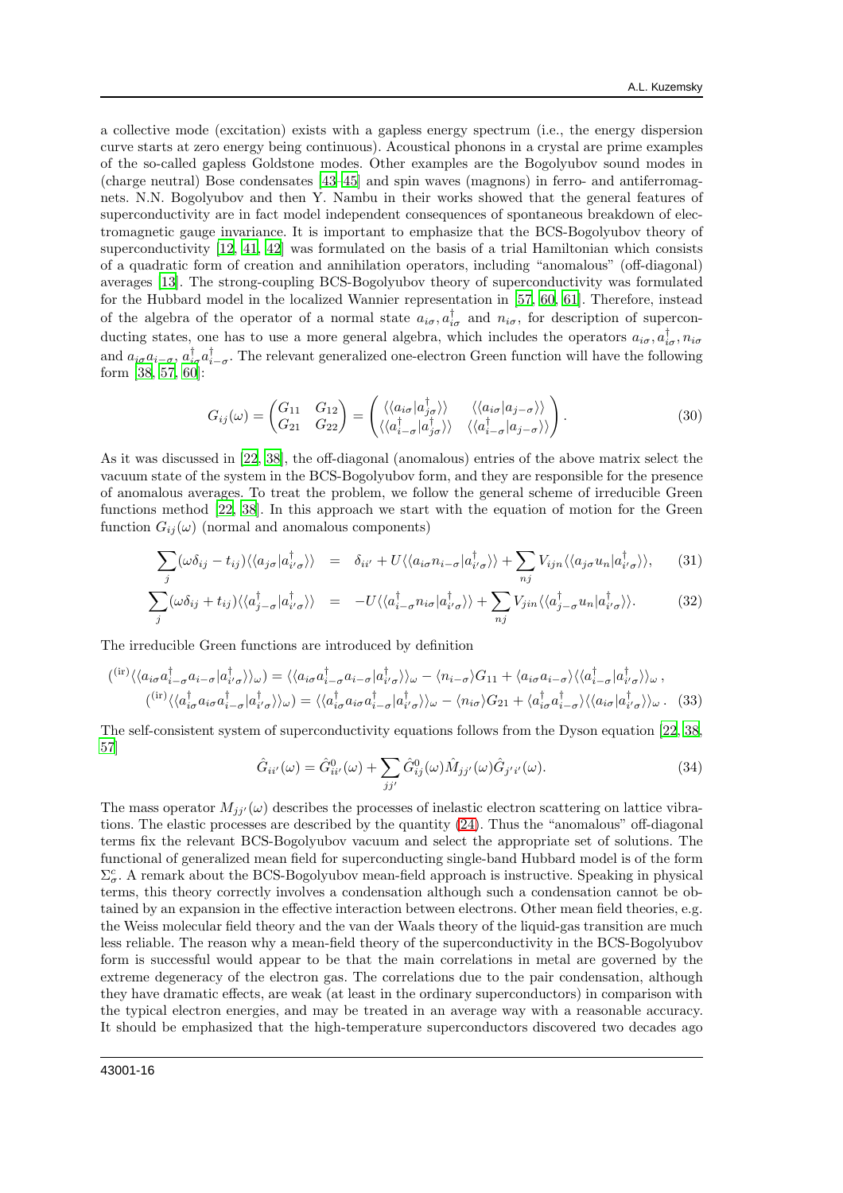a collective mode (excitation) exists with a gapless energy spectrum (i.e., the energy dispersion curve starts at zero energy being continuous). Acoustical phonons in a crystal are prime examples of the so-called gapless Goldstone modes. Other examples are the Bogolyubov sound modes in (charge neutral) Bose condensates [43–45] and spin waves (magnons) in ferro- and antiferromagnets. N.N. Bogolyubov and then Y. Nambu in their works showed that the general features of superconductivity are in fact model independent consequences of spontaneous breakdown of electromagnetic gauge invariance. It is important to emphasize that the BCS-Bogolyubov theory of superconductivity [12, 41, 42] was formulated on the basis of a trial Hamiltonian which consists of a quadratic form of creation and annihilation operators, including "anomalous" (off-diagonal) averages [13]. The strong-coupling BCS-Bogolyubov theory of superconductivity was formulated for the Hubbard model in the localized Wannier representation in [57, 60, 61]. Therefore, instead of the algebra of the operator of a normal state $a_{i\sigma}, a^{\dagger}_{i\sigma}$ and $n_{i\sigma}$, for description of superconducting states, one has to use a more general algebra, which includes the operators $a_{i\sigma}, a^{\dagger}_{i\sigma}, n_{i\sigma}$ and $a_{i\sigma}a_{i-\sigma}$, $a^{\dagger}_{i\sigma}a^{\dagger}_{i-\sigma}$. The relevant generalized one-electron Green function will have the following form [38, 57, 60]:

$$G_{ij}(\omega) = \begin{pmatrix} G_{11} & G_{12} \\ G_{21} & G_{22} \end{pmatrix} = \begin{pmatrix} \langle\langle a_{i\sigma}|a^{\dagger}_{j\sigma}\rangle\rangle & \langle\langle a_{i\sigma}|a_{j-\sigma}\rangle\rangle \\ \langle\langle a^{\dagger}_{i-\sigma}|a^{\dagger}_{j\sigma}\rangle\rangle & \langle\langle a^{\dagger}_{i-\sigma}|a_{j-\sigma}\rangle\rangle \end{pmatrix}. \tag{30}$$

As it was discussed in [22, 38], the off-diagonal (anomalous) entries of the above matrix select the vacuum state of the system in the BCS-Bogolyubov form, and they are responsible for the presence of anomalous averages. To treat the problem, we follow the general scheme of irreducible Green functions method [22, 38]. In this approach we start with the equation of motion for the Green function $G_{ij}(\omega)$ (normal and anomalous components)

$$\sum_j(\omega\delta_{ij} - t_{ij})\langle\langle a_{j\sigma}|a^{\dagger}_{i'\sigma}\rangle\rangle = \delta_{ii'} + U\langle\langle a_{i\sigma}n_{i-\sigma}|a^{\dagger}_{i'\sigma}\rangle\rangle + \sum_{nj}V_{ijn}\langle\langle a_{j\sigma}u_n|a^{\dagger}_{i'\sigma}\rangle\rangle, \tag{31}$$

$$\sum_j(\omega\delta_{ij} + t_{ij})\langle\langle a^{\dagger}_{j-\sigma}|a^{\dagger}_{i'\sigma}\rangle\rangle = -U\langle\langle a^{\dagger}_{i-\sigma}n_{i\sigma}|a^{\dagger}_{i'\sigma}\rangle\rangle + \sum_{nj}V_{jin}\langle\langle a^{\dagger}_{j-\sigma}u_n|a^{\dagger}_{i'\sigma}\rangle\rangle. \tag{32}$$

The irreducible Green functions are introduced by definition

$$({}^{(\mathrm{ir})}\langle\langle a_{i\sigma}a^{\dagger}_{i-\sigma}a_{i-\sigma}|a^{\dagger}_{i'\sigma}\rangle\rangle_{\omega}) = \langle\langle a_{i\sigma}a^{\dagger}_{i-\sigma}a_{i-\sigma}|a^{\dagger}_{i'\sigma}\rangle\rangle_{\omega} - \langle n_{i-\sigma}\rangle G_{11} + \langle a_{i\sigma}a_{i-\sigma}\rangle\langle\langle a^{\dagger}_{i-\sigma}|a^{\dagger}_{i'\sigma}\rangle\rangle_{\omega}\,,$$

$$({}^{(\mathrm{ir})}\langle\langle a^{\dagger}_{i\sigma}a_{i\sigma}a^{\dagger}_{i-\sigma}|a^{\dagger}_{i'\sigma}\rangle\rangle_{\omega}) = \langle\langle a^{\dagger}_{i\sigma}a_{i\sigma}a^{\dagger}_{i-\sigma}|a^{\dagger}_{i'\sigma}\rangle\rangle_{\omega} - \langle n_{i\sigma}\rangle G_{21} + \langle a^{\dagger}_{i\sigma}a^{\dagger}_{i-\sigma}\rangle\langle\langle a_{i\sigma}|a^{\dagger}_{i'\sigma}\rangle\rangle_{\omega}\,. \tag{33}$$

The self-consistent system of superconductivity equations follows from the Dyson equation [22, 38, 57]

$$\hat{G}_{ii'}(\omega) = \hat{G}^0_{ii'}(\omega) + \sum_{jj'}\hat{G}^0_{ij}(\omega)\hat{M}_{jj'}(\omega)\hat{G}_{j'i'}(\omega). \tag{34}$$

The mass operator $M_{jj'}(\omega)$ describes the processes of inelastic electron scattering on lattice vibrations. The elastic processes are described by the quantity (24). Thus the "anomalous" off-diagonal terms fix the relevant BCS-Bogolyubov vacuum and select the appropriate set of solutions. The functional of generalized mean field for superconducting single-band Hubbard model is of the form $\Sigma^c_\sigma$. A remark about the BCS-Bogolyubov mean-field approach is instructive. Speaking in physical terms, this theory correctly involves a condensation although such a condensation cannot be obtained by an expansion in the effective interaction between electrons. Other mean field theories, e.g. the Weiss molecular field theory and the van der Waals theory of the liquid-gas transition are much less reliable. The reason why a mean-field theory of the superconductivity in the BCS-Bogolyubov form is successful would appear to be that the main correlations in metal are governed by the extreme degeneracy of the electron gas. The correlations due to the pair condensation, although they have dramatic effects, are weak (at least in the ordinary superconductors) in comparison with the typical electron energies, and may be treated in an average way with a reasonable accuracy. It should be emphasized that the high-temperature superconductors discovered two decades ago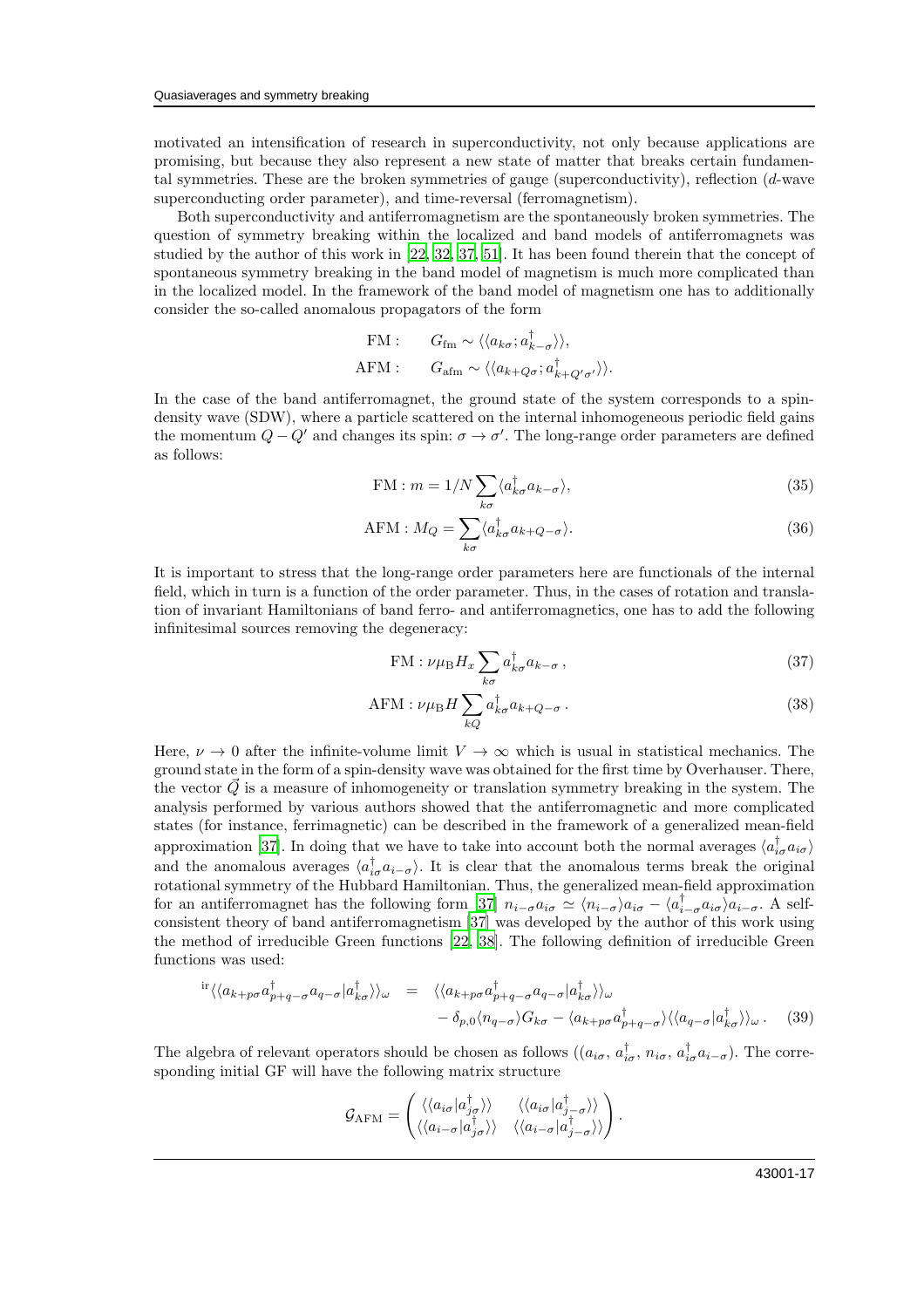motivated an intensification of research in superconductivity, not only because applications are promising, but because they also represent a new state of matter that breaks certain fundamental symmetries. These are the broken symmetries of gauge (superconductivity), reflection ($d$-wave superconducting order parameter), and time-reversal (ferromagnetism).

Both superconductivity and antiferromagnetism are the spontaneously broken symmetries. The question of symmetry breaking within the localized and band models of antiferromagnets was studied by the author of this work in [22, 32, 37, 51]. It has been found therein that the concept of spontaneous symmetry breaking in the band model of magnetism is much more complicated than in the localized model. In the framework of the band model of magnetism one has to additionally consider the so-called anomalous propagators of the form

$$
\begin{aligned}
\text{FM}: &\qquad G_{\text{fm}} \sim \langle\langle a_{k\sigma}; a^{\dagger}_{k-\sigma}\rangle\rangle, \\
\text{AFM}: &\qquad G_{\text{afm}} \sim \langle\langle a_{k+Q\sigma}; a^{\dagger}_{k+Q'\sigma'}\rangle\rangle.
\end{aligned}
$$

In the case of the band antiferromagnet, the ground state of the system corresponds to a spin-density wave (SDW), where a particle scattered on the internal inhomogeneous periodic field gains the momentum $Q - Q'$ and changes its spin: $\sigma \to \sigma'$. The long-range order parameters are defined as follows:

$$
\text{FM}: m = 1/N \sum_{k\sigma} \langle a^{\dagger}_{k\sigma} a_{k-\sigma}\rangle, \tag{35}
$$

$$
\text{AFM}: M_Q = \sum_{k\sigma} \langle a^{\dagger}_{k\sigma} a_{k+Q-\sigma}\rangle. \tag{36}
$$

It is important to stress that the long-range order parameters here are functionals of the internal field, which in turn is a function of the order parameter. Thus, in the cases of rotation and translation of invariant Hamiltonians of band ferro- and antiferromagnetics, one has to add the following infinitesimal sources removing the degeneracy:

$$
\text{FM}: \nu\mu_{\text{B}} H_x \sum_{k\sigma} a^{\dagger}_{k\sigma} a_{k-\sigma}\,, \tag{37}
$$

$$
\text{AFM}: \nu\mu_{\text{B}} H \sum_{kQ} a^{\dagger}_{k\sigma} a_{k+Q-\sigma}\,. \tag{38}
$$

Here, $\nu \to 0$ after the infinite-volume limit $V \to \infty$ which is usual in statistical mechanics. The ground state in the form of a spin-density wave was obtained for the first time by Overhauser. There, the vector $\vec{Q}$ is a measure of inhomogeneity or translation symmetry breaking in the system. The analysis performed by various authors showed that the antiferromagnetic and more complicated states (for instance, ferrimagnetic) can be described in the framework of a generalized mean-field approximation [37]. In doing that we have to take into account both the normal averages $\langle a^{\dagger}_{i\sigma} a_{i\sigma}\rangle$ and the anomalous averages $\langle a^{\dagger}_{i\sigma} a_{i-\sigma}\rangle$. It is clear that the anomalous terms break the original rotational symmetry of the Hubbard Hamiltonian. Thus, the generalized mean-field approximation for an antiferromagnet has the following form [37] $n_{i-\sigma} a_{i\sigma} \simeq \langle n_{i-\sigma}\rangle a_{i\sigma} - \langle a^{\dagger}_{i-\sigma} a_{i\sigma}\rangle a_{i-\sigma}$. A self-consistent theory of band antiferromagnetism [37] was developed by the author of this work using the method of irreducible Green functions [22, 38]. The following definition of irreducible Green functions was used:

$$
\begin{aligned}
{}^{\text{ir}}\langle\langle a_{k+p\sigma} a^{\dagger}_{p+q-\sigma} a_{q-\sigma} | a^{\dagger}_{k\sigma}\rangle\rangle_{\omega} \;=\;& \langle\langle a_{k+p\sigma} a^{\dagger}_{p+q-\sigma} a_{q-\sigma} | a^{\dagger}_{k\sigma}\rangle\rangle_{\omega} \\
&- \delta_{p,0}\langle n_{q-\sigma}\rangle G_{k\sigma} - \langle a_{k+p\sigma} a^{\dagger}_{p+q-\sigma}\rangle \langle\langle a_{q-\sigma} | a^{\dagger}_{k\sigma}\rangle\rangle_{\omega}\,.
\end{aligned} \tag{39}
$$

The algebra of relevant operators should be chosen as follows $((a_{i\sigma},\, a^{\dagger}_{i\sigma},\, n_{i\sigma},\, a^{\dagger}_{i\sigma} a_{i-\sigma})$. The corresponding initial GF will have the following matrix structure

$$
\mathcal{G}_{\text{AFM}} = \begin{pmatrix} \langle\langle a_{i\sigma} | a^{\dagger}_{j\sigma}\rangle\rangle & \langle\langle a_{i\sigma} | a^{\dagger}_{j-\sigma}\rangle\rangle \\ \langle\langle a_{i-\sigma} | a^{\dagger}_{j\sigma}\rangle\rangle & \langle\langle a_{i-\sigma} | a^{\dagger}_{j-\sigma}\rangle\rangle \end{pmatrix}.
$$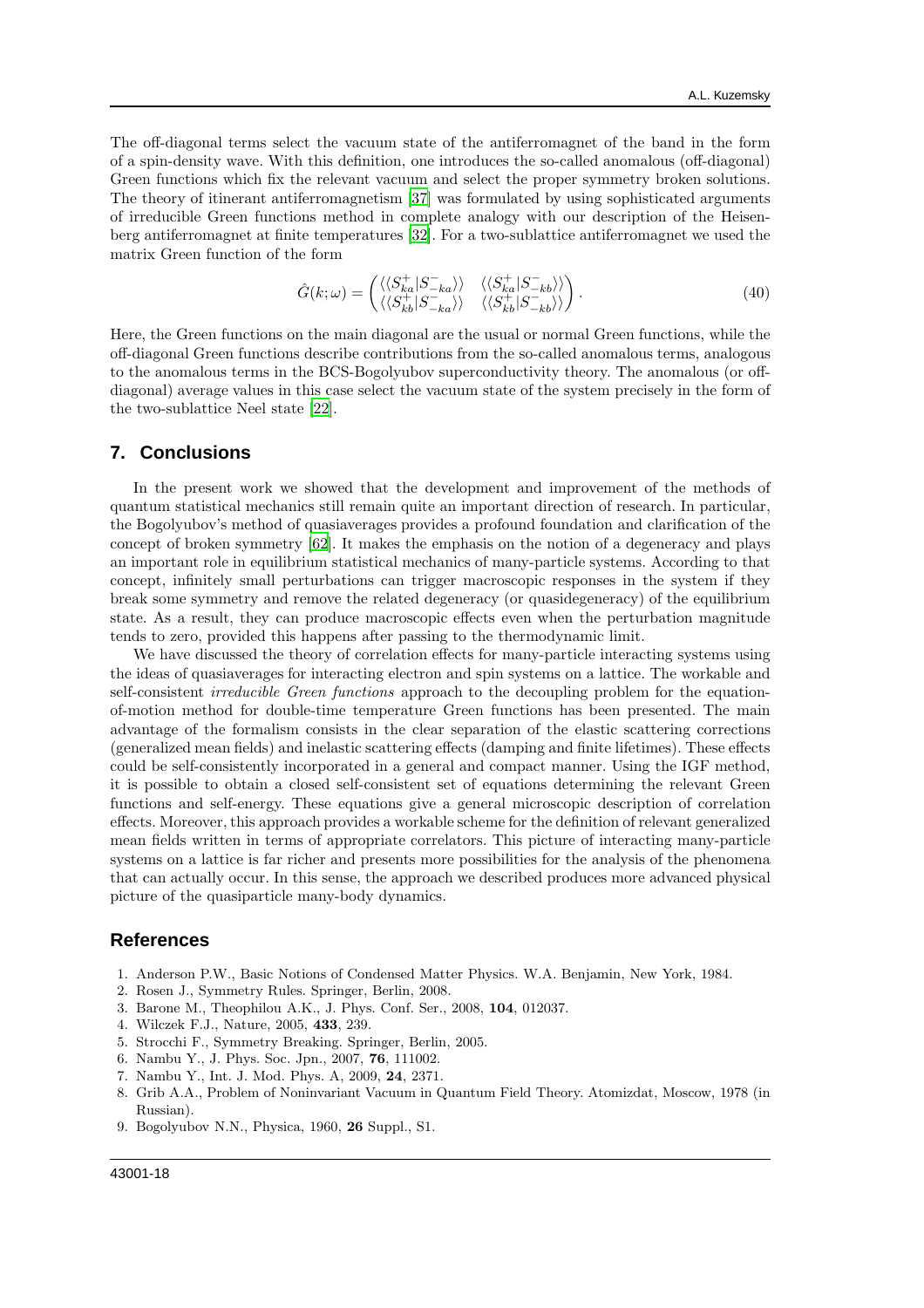The off-diagonal terms select the vacuum state of the antiferromagnet of the band in the form of a spin-density wave. With this definition, one introduces the so-called anomalous (off-diagonal) Green functions which fix the relevant vacuum and select the proper symmetry broken solutions. The theory of itinerant antiferromagnetism [37] was formulated by using sophisticated arguments of irreducible Green functions method in complete analogy with our description of the Heisenberg antiferromagnet at finite temperatures [32]. For a two-sublattice antiferromagnet we used the matrix Green function of the form

$$\hat{G}(k;\omega) = \begin{pmatrix} \langle\langle S^+_{ka}|S^-_{-ka}\rangle\rangle & \langle\langle S^+_{ka}|S^-_{-kb}\rangle\rangle \\ \langle\langle S^+_{kb}|S^-_{-ka}\rangle\rangle & \langle\langle S^+_{kb}|S^-_{-kb}\rangle\rangle \end{pmatrix}. \tag{40}$$

Here, the Green functions on the main diagonal are the usual or normal Green functions, while the off-diagonal Green functions describe contributions from the so-called anomalous terms, analogous to the anomalous terms in the BCS-Bogolyubov superconductivity theory. The anomalous (or off-diagonal) average values in this case select the vacuum state of the system precisely in the form of the two-sublattice Neel state [22].

## 7. Conclusions

In the present work we showed that the development and improvement of the methods of quantum statistical mechanics still remain quite an important direction of research. In particular, the Bogolyubov's method of quasiaverages provides a profound foundation and clarification of the concept of broken symmetry [62]. It makes the emphasis on the notion of a degeneracy and plays an important role in equilibrium statistical mechanics of many-particle systems. According to that concept, infinitely small perturbations can trigger macroscopic responses in the system if they break some symmetry and remove the related degeneracy (or quasidegeneracy) of the equilibrium state. As a result, they can produce macroscopic effects even when the perturbation magnitude tends to zero, provided this happens after passing to the thermodynamic limit.

We have discussed the theory of correlation effects for many-particle interacting systems using the ideas of quasiaverages for interacting electron and spin systems on a lattice. The workable and self-consistent *irreducible Green functions* approach to the decoupling problem for the equation-of-motion method for double-time temperature Green functions has been presented. The main advantage of the formalism consists in the clear separation of the elastic scattering corrections (generalized mean fields) and inelastic scattering effects (damping and finite lifetimes). These effects could be self-consistently incorporated in a general and compact manner. Using the IGF method, it is possible to obtain a closed self-consistent set of equations determining the relevant Green functions and self-energy. These equations give a general microscopic description of correlation effects. Moreover, this approach provides a workable scheme for the definition of relevant generalized mean fields written in terms of appropriate correlators. This picture of interacting many-particle systems on a lattice is far richer and presents more possibilities for the analysis of the phenomena that can actually occur. In this sense, the approach we described produces more advanced physical picture of the quasiparticle many-body dynamics.

## References

1. Anderson P.W., Basic Notions of Condensed Matter Physics. W.A. Benjamin, New York, 1984.
2. Rosen J., Symmetry Rules. Springer, Berlin, 2008.
3. Barone M., Theophilou A.K., J. Phys. Conf. Ser., 2008, **104**, 012037.
4. Wilczek F.J., Nature, 2005, **433**, 239.
5. Strocchi F., Symmetry Breaking. Springer, Berlin, 2005.
6. Nambu Y., J. Phys. Soc. Jpn., 2007, **76**, 111002.
7. Nambu Y., Int. J. Mod. Phys. A, 2009, **24**, 2371.
8. Grib A.A., Problem of Noninvariant Vacuum in Quantum Field Theory. Atomizdat, Moscow, 1978 (in Russian).
9. Bogolyubov N.N., Physica, 1960, **26** Suppl., S1.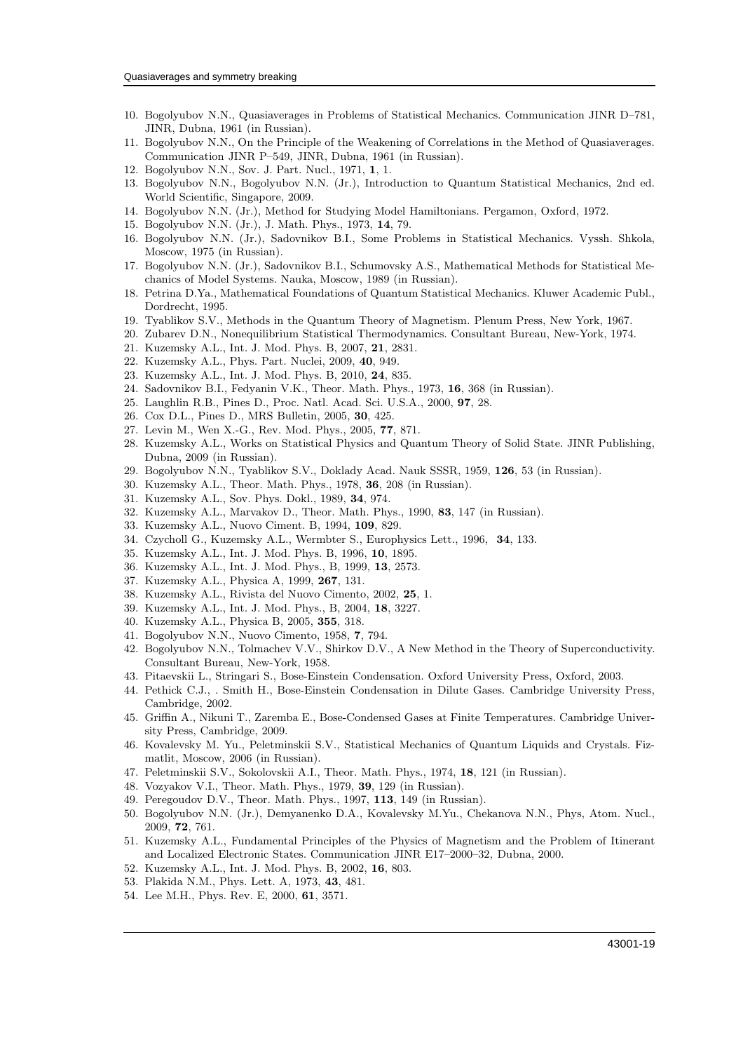10. Bogolyubov N.N., Quasiaverages in Problems of Statistical Mechanics. Communication JINR D–781, JINR, Dubna, 1961 (in Russian).
11. Bogolyubov N.N., On the Principle of the Weakening of Correlations in the Method of Quasiaverages. Communication JINR P–549, JINR, Dubna, 1961 (in Russian).
12. Bogolyubov N.N., Sov. J. Part. Nucl., 1971, **1**, 1.
13. Bogolyubov N.N., Bogolyubov N.N. (Jr.), Introduction to Quantum Statistical Mechanics, 2nd ed. World Scientific, Singapore, 2009.
14. Bogolyubov N.N. (Jr.), Method for Studying Model Hamiltonians. Pergamon, Oxford, 1972.
15. Bogolyubov N.N. (Jr.), J. Math. Phys., 1973, **14**, 79.
16. Bogolyubov N.N. (Jr.), Sadovnikov B.I., Some Problems in Statistical Mechanics. Vyssh. Shkola, Moscow, 1975 (in Russian).
17. Bogolyubov N.N. (Jr.), Sadovnikov B.I., Schumovsky A.S., Mathematical Methods for Statistical Mechanics of Model Systems. Nauka, Moscow, 1989 (in Russian).
18. Petrina D.Ya., Mathematical Foundations of Quantum Statistical Mechanics. Kluwer Academic Publ., Dordrecht, 1995.
19. Tyablikov S.V., Methods in the Quantum Theory of Magnetism. Plenum Press, New York, 1967.
20. Zubarev D.N., Nonequilibrium Statistical Thermodynamics. Consultant Bureau, New-York, 1974.
21. Kuzemsky A.L., Int. J. Mod. Phys. B, 2007, **21**, 2831.
22. Kuzemsky A.L., Phys. Part. Nuclei, 2009, **40**, 949.
23. Kuzemsky A.L., Int. J. Mod. Phys. B, 2010, **24**, 835.
24. Sadovnikov B.I., Fedyanin V.K., Theor. Math. Phys., 1973, **16**, 368 (in Russian).
25. Laughlin R.B., Pines D., Proc. Natl. Acad. Sci. U.S.A., 2000, **97**, 28.
26. Cox D.L., Pines D., MRS Bulletin, 2005, **30**, 425.
27. Levin M., Wen X.-G., Rev. Mod. Phys., 2005, **77**, 871.
28. Kuzemsky A.L., Works on Statistical Physics and Quantum Theory of Solid State. JINR Publishing, Dubna, 2009 (in Russian).
29. Bogolyubov N.N., Tyablikov S.V., Doklady Acad. Nauk SSSR, 1959, **126**, 53 (in Russian).
30. Kuzemsky A.L., Theor. Math. Phys., 1978, **36**, 208 (in Russian).
31. Kuzemsky A.L., Sov. Phys. Dokl., 1989, **34**, 974.
32. Kuzemsky A.L., Marvakov D., Theor. Math. Phys., 1990, **83**, 147 (in Russian).
33. Kuzemsky A.L., Nuovo Ciment. B, 1994, **109**, 829.
34. Czycholl G., Kuzemsky A.L., Wermbter S., Europhysics Lett., 1996, **34**, 133.
35. Kuzemsky A.L., Int. J. Mod. Phys. B, 1996, **10**, 1895.
36. Kuzemsky A.L., Int. J. Mod. Phys., B, 1999, **13**, 2573.
37. Kuzemsky A.L., Physica A, 1999, **267**, 131.
38. Kuzemsky A.L., Rivista del Nuovo Cimento, 2002, **25**, 1.
39. Kuzemsky A.L., Int. J. Mod. Phys., B, 2004, **18**, 3227.
40. Kuzemsky A.L., Physica B, 2005, **355**, 318.
41. Bogolyubov N.N., Nuovo Cimento, 1958, **7**, 794.
42. Bogolyubov N.N., Tolmachev V.V., Shirkov D.V., A New Method in the Theory of Superconductivity. Consultant Bureau, New-York, 1958.
43. Pitaevskii L., Stringari S., Bose-Einstein Condensation. Oxford University Press, Oxford, 2003.
44. Pethick C.J., . Smith H., Bose-Einstein Condensation in Dilute Gases. Cambridge University Press, Cambridge, 2002.
45. Griffin A., Nikuni T., Zaremba E., Bose-Condensed Gases at Finite Temperatures. Cambridge University Press, Cambridge, 2009.
46. Kovalevsky M. Yu., Peletminskii S.V., Statistical Mechanics of Quantum Liquids and Crystals. Fizmatlit, Moscow, 2006 (in Russian).
47. Peletminskii S.V., Sokolovskii A.I., Theor. Math. Phys., 1974, **18**, 121 (in Russian).
48. Vozyakov V.I., Theor. Math. Phys., 1979, **39**, 129 (in Russian).
49. Peregoudov D.V., Theor. Math. Phys., 1997, **113**, 149 (in Russian).
50. Bogolyubov N.N. (Jr.), Demyanenko D.A., Kovalevsky M.Yu., Chekanova N.N., Phys, Atom. Nucl., 2009, **72**, 761.
51. Kuzemsky A.L., Fundamental Principles of the Physics of Magnetism and the Problem of Itinerant and Localized Electronic States. Communication JINR E17–2000–32, Dubna, 2000.
52. Kuzemsky A.L., Int. J. Mod. Phys. B, 2002, **16**, 803.
53. Plakida N.M., Phys. Lett. A, 1973, **43**, 481.
54. Lee M.H., Phys. Rev. E, 2000, **61**, 3571.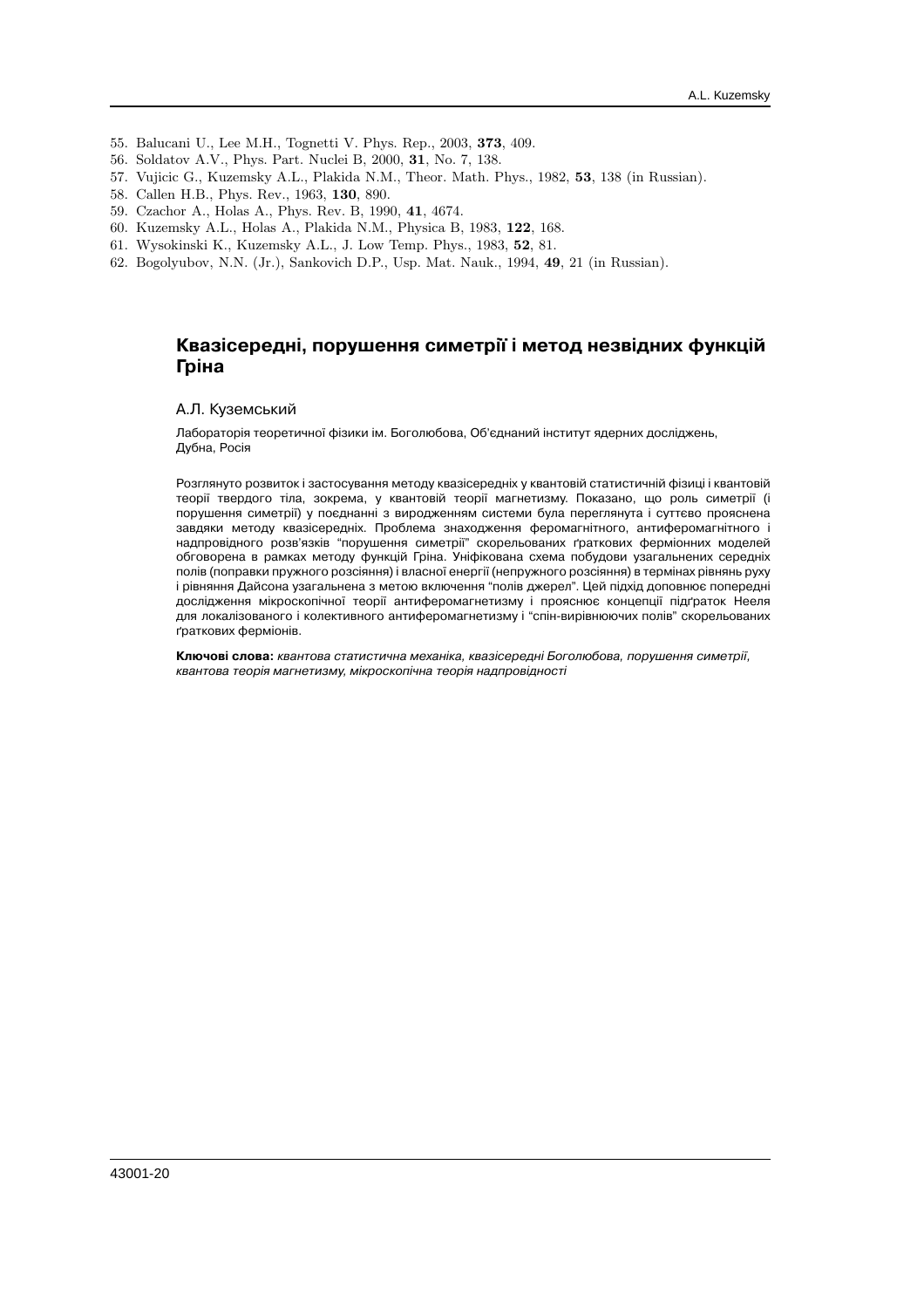55. Balucani U., Lee M.H., Tognetti V. Phys. Rep., 2003, **373**, 409.
56. Soldatov A.V., Phys. Part. Nuclei B, 2000, **31**, No. 7, 138.
57. Vujicic G., Kuzemsky A.L., Plakida N.M., Theor. Math. Phys., 1982, **53**, 138 (in Russian).
58. Callen H.B., Phys. Rev., 1963, **130**, 890.
59. Czachor A., Holas A., Phys. Rev. B, 1990, **41**, 4674.
60. Kuzemsky A.L., Holas A., Plakida N.M., Physica B, 1983, **122**, 168.
61. Wysokinski K., Kuzemsky A.L., J. Low Temp. Phys., 1983, **52**, 81.
62. Bogolyubov, N.N. (Jr.), Sankovich D.P., Usp. Mat. Nauk., 1994, **49**, 21 (in Russian).

## Квазісередні, порушення симетрії і метод незвідних функцій Гріна

А.Л. Куземський

Лабораторія теоретичної фізики ім. Боголюбова, Об'єднаний інститут ядерних досліджень, Дубна, Росія

Розглянуто розвиток і застосування методу квазісередніх у квантовій статистичній фізиці і квантовій теорії твердого тіла, зокрема, у квантовій теорії магнетизму. Показано, що роль симетрії (і порушення симетрії) у поєднанні з виродженням системи була переглянута і суттєво прояснена завдяки методу квазісередніх. Проблема знаходження феромагнітного, антиферомагнітного і надпровідного розв'язків "порушення симетрії" скорельованих ґраткових ферміонних моделей обговорена в рамках методу функцій Гріна. Уніфікована схема побудови узагальнених середніх полів (поправки пружного розсіяння) і власної енергії (непружного розсіяння) в термінах рівнянь руху і рівняння Дайсона узагальнена з метою включення "полів джерел". Цей підхід доповнює попередні дослідження мікроскопічної теорії антиферомагнетизму і прояснює концепції підґраток Нееля для локалізованого і колективного антиферомагнетизму і "спін-вирівнюючих полів" скорельованих ґраткових ферміонів.

**Ключові слова:** *квантова статистична механіка, квазісередні Боголюбова, порушення симетрії, квантова теорія магнетизму, мікроскопічна теорія надпровідності*